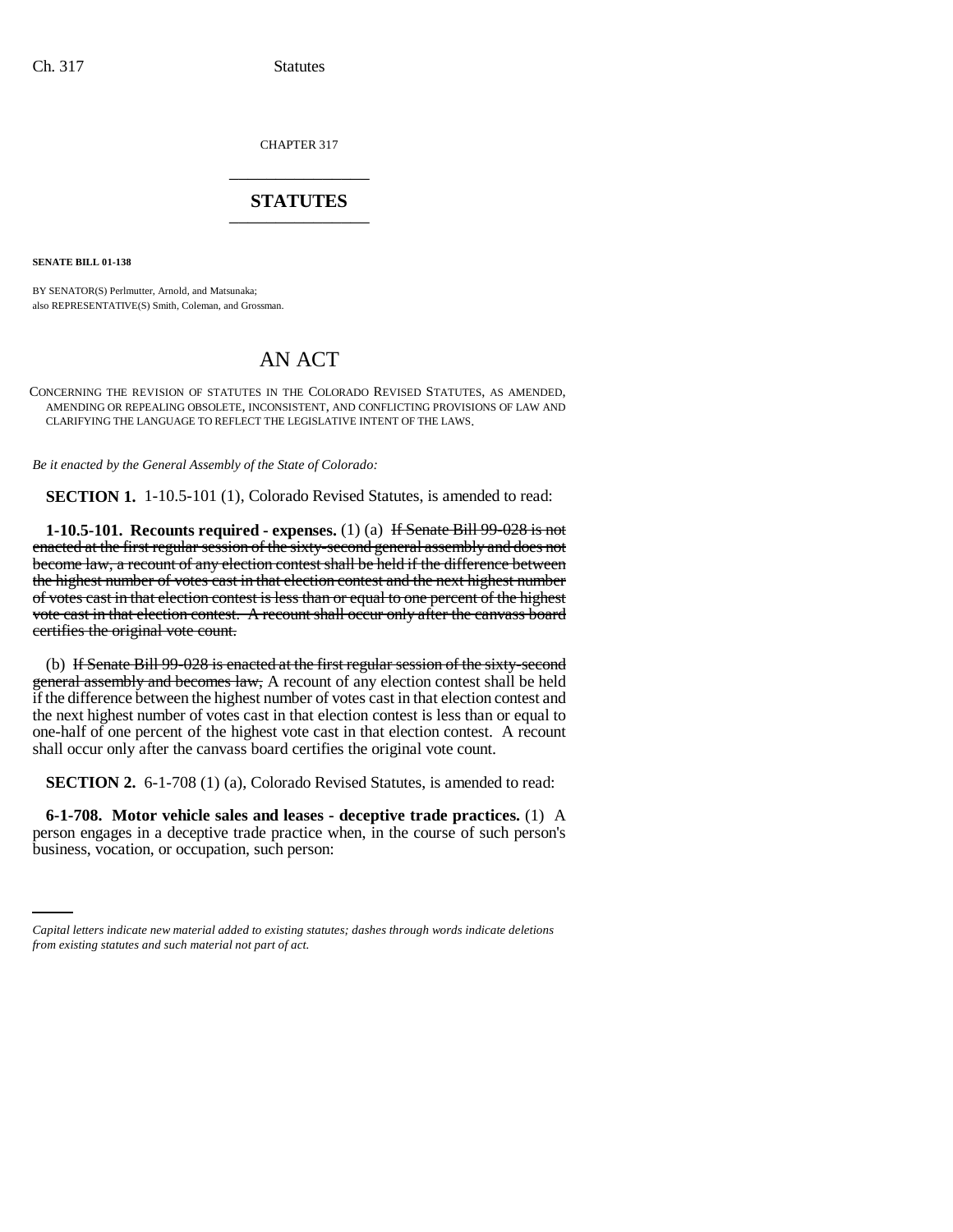CHAPTER 317

# STATUTES

**SENATE BILL 01-138**

BY SENATOR(S) Perlmutter, Arnold, and Matsunaka;
also REPRESENTATIVE(S) Smith, Coleman, and Grossman.

# AN ACT

CONCERNING THE REVISION OF STATUTES IN THE COLORADO REVISED STATUTES, AS AMENDED, AMENDING OR REPEALING OBSOLETE, INCONSISTENT, AND CONFLICTING PROVISIONS OF LAW AND CLARIFYING THE LANGUAGE TO REFLECT THE LEGISLATIVE INTENT OF THE LAWS.

*Be it enacted by the General Assembly of the State of Colorado:*

**SECTION 1.** 1-10.5-101 (1), Colorado Revised Statutes, is amended to read:

**1-10.5-101. Recounts required - expenses.** (1) (a) ~~If Senate Bill 99-028 is not enacted at the first regular session of the sixty-second general assembly and does not become law, a recount of any election contest shall be held if the difference between the highest number of votes cast in that election contest and the next highest number of votes cast in that election contest is less than or equal to one percent of the highest vote cast in that election contest. A recount shall occur only after the canvass board certifies the original vote count.~~

(b) ~~If Senate Bill 99-028 is enacted at the first regular session of the sixty-second general assembly and becomes law,~~ A recount of any election contest shall be held if the difference between the highest number of votes cast in that election contest and the next highest number of votes cast in that election contest is less than or equal to one-half of one percent of the highest vote cast in that election contest. A recount shall occur only after the canvass board certifies the original vote count.

**SECTION 2.** 6-1-708 (1) (a), Colorado Revised Statutes, is amended to read:

**6-1-708. Motor vehicle sales and leases - deceptive trade practices.** (1) A person engages in a deceptive trade practice when, in the course of such person's business, vocation, or occupation, such person:

*Capital letters indicate new material added to existing statutes; dashes through words indicate deletions from existing statutes and such material not part of act.*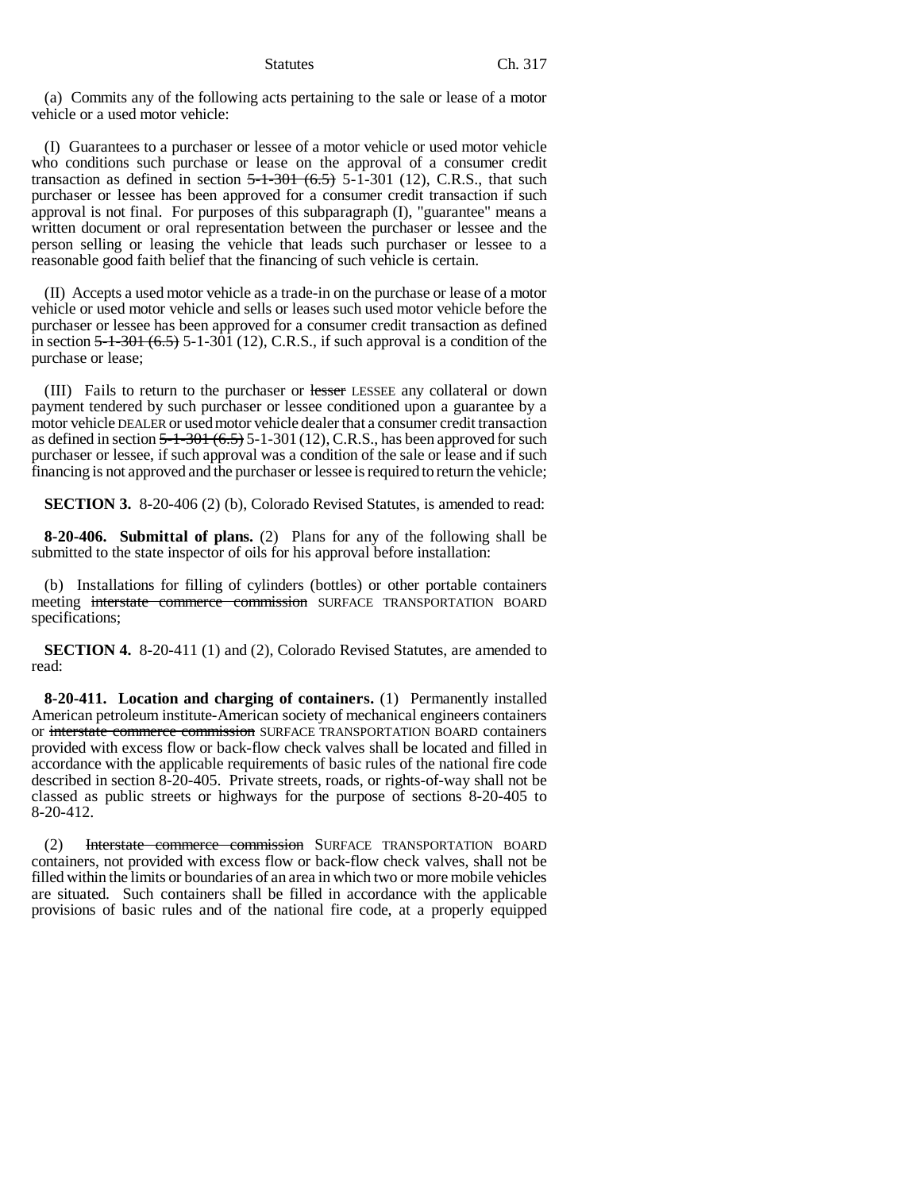(a) Commits any of the following acts pertaining to the sale or lease of a motor vehicle or a used motor vehicle:

(I) Guarantees to a purchaser or lessee of a motor vehicle or used motor vehicle who conditions such purchase or lease on the approval of a consumer credit transaction as defined in section ~~5-1-301 (6.5)~~ 5-1-301 (12), C.R.S., that such purchaser or lessee has been approved for a consumer credit transaction if such approval is not final. For purposes of this subparagraph (I), "guarantee" means a written document or oral representation between the purchaser or lessee and the person selling or leasing the vehicle that leads such purchaser or lessee to a reasonable good faith belief that the financing of such vehicle is certain.

(II) Accepts a used motor vehicle as a trade-in on the purchase or lease of a motor vehicle or used motor vehicle and sells or leases such used motor vehicle before the purchaser or lessee has been approved for a consumer credit transaction as defined in section ~~5-1-301 (6.5)~~ 5-1-301 (12), C.R.S., if such approval is a condition of the purchase or lease;

(III) Fails to return to the purchaser or ~~lesser~~ LESSEE any collateral or down payment tendered by such purchaser or lessee conditioned upon a guarantee by a motor vehicle DEALER or used motor vehicle dealer that a consumer credit transaction as defined in section ~~5-1-301 (6.5)~~ 5-1-301 (12), C.R.S., has been approved for such purchaser or lessee, if such approval was a condition of the sale or lease and if such financing is not approved and the purchaser or lessee is required to return the vehicle;

**SECTION 3.** 8-20-406 (2) (b), Colorado Revised Statutes, is amended to read:

**8-20-406. Submittal of plans.** (2) Plans for any of the following shall be submitted to the state inspector of oils for his approval before installation:

(b) Installations for filling of cylinders (bottles) or other portable containers meeting ~~interstate commerce commission~~ SURFACE TRANSPORTATION BOARD specifications;

**SECTION 4.** 8-20-411 (1) and (2), Colorado Revised Statutes, are amended to read:

**8-20-411. Location and charging of containers.** (1) Permanently installed American petroleum institute-American society of mechanical engineers containers or ~~interstate commerce commission~~ SURFACE TRANSPORTATION BOARD containers provided with excess flow or back-flow check valves shall be located and filled in accordance with the applicable requirements of basic rules of the national fire code described in section 8-20-405. Private streets, roads, or rights-of-way shall not be classed as public streets or highways for the purpose of sections 8-20-405 to 8-20-412.

(2) ~~Interstate commerce commission~~ SURFACE TRANSPORTATION BOARD containers, not provided with excess flow or back-flow check valves, shall not be filled within the limits or boundaries of an area in which two or more mobile vehicles are situated. Such containers shall be filled in accordance with the applicable provisions of basic rules and of the national fire code, at a properly equipped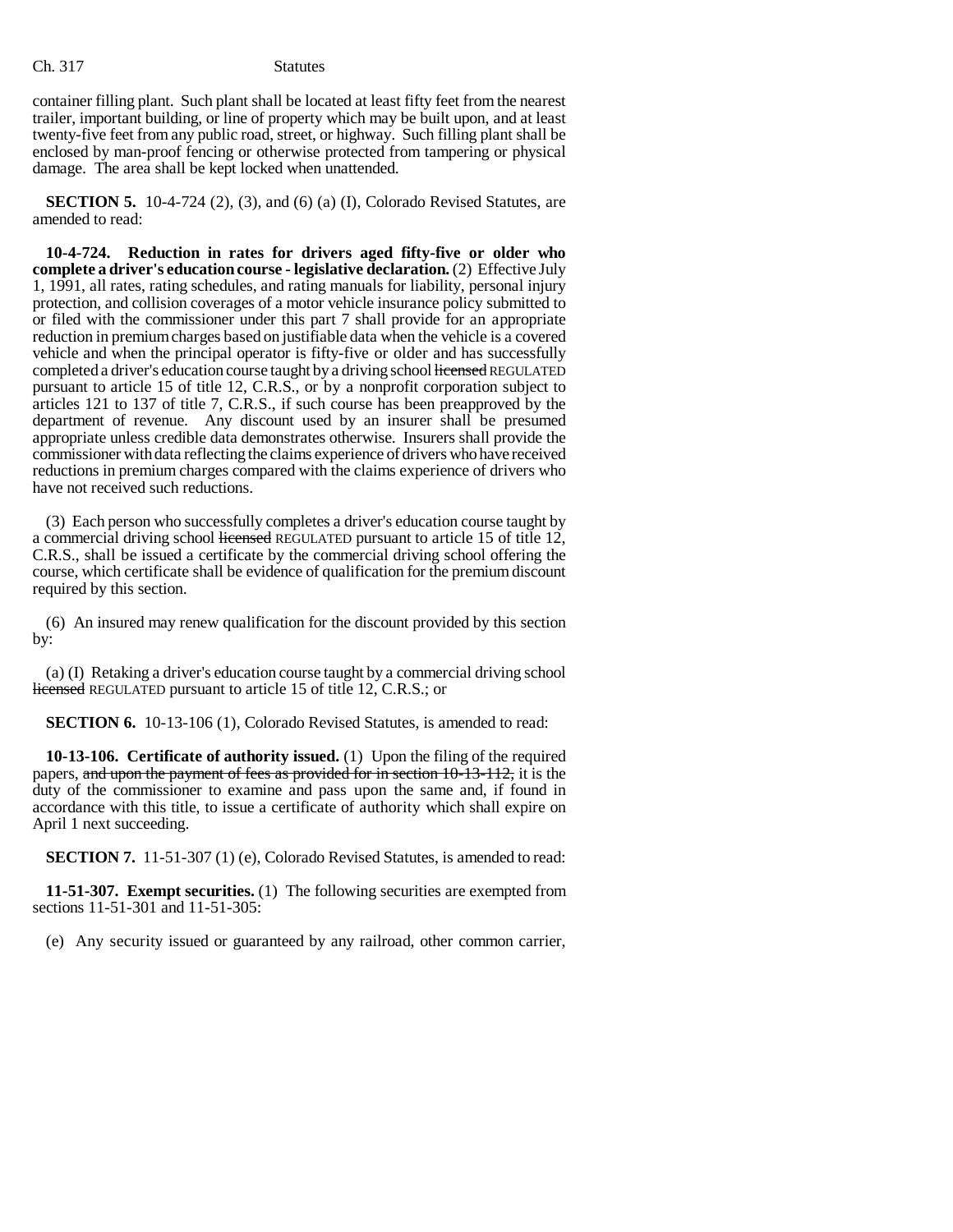container filling plant. Such plant shall be located at least fifty feet from the nearest trailer, important building, or line of property which may be built upon, and at least twenty-five feet from any public road, street, or highway. Such filling plant shall be enclosed by man-proof fencing or otherwise protected from tampering or physical damage. The area shall be kept locked when unattended.

**SECTION 5.** 10-4-724 (2), (3), and (6) (a) (I), Colorado Revised Statutes, are amended to read:

**10-4-724. Reduction in rates for drivers aged fifty-five or older who complete a driver's education course - legislative declaration.** (2) Effective July 1, 1991, all rates, rating schedules, and rating manuals for liability, personal injury protection, and collision coverages of a motor vehicle insurance policy submitted to or filed with the commissioner under this part 7 shall provide for an appropriate reduction in premium charges based on justifiable data when the vehicle is a covered vehicle and when the principal operator is fifty-five or older and has successfully completed a driver's education course taught by a driving school ~~licensed~~ REGULATED pursuant to article 15 of title 12, C.R.S., or by a nonprofit corporation subject to articles 121 to 137 of title 7, C.R.S., if such course has been preapproved by the department of revenue. Any discount used by an insurer shall be presumed appropriate unless credible data demonstrates otherwise. Insurers shall provide the commissioner with data reflecting the claims experience of drivers who have received reductions in premium charges compared with the claims experience of drivers who have not received such reductions.

(3) Each person who successfully completes a driver's education course taught by a commercial driving school ~~licensed~~ REGULATED pursuant to article 15 of title 12, C.R.S., shall be issued a certificate by the commercial driving school offering the course, which certificate shall be evidence of qualification for the premium discount required by this section.

(6) An insured may renew qualification for the discount provided by this section by:

(a) (I) Retaking a driver's education course taught by a commercial driving school ~~licensed~~ REGULATED pursuant to article 15 of title 12, C.R.S.; or

**SECTION 6.** 10-13-106 (1), Colorado Revised Statutes, is amended to read:

**10-13-106. Certificate of authority issued.** (1) Upon the filing of the required papers, ~~and upon the payment of fees as provided for in section 10-13-112,~~ it is the duty of the commissioner to examine and pass upon the same and, if found in accordance with this title, to issue a certificate of authority which shall expire on April 1 next succeeding.

**SECTION 7.** 11-51-307 (1) (e), Colorado Revised Statutes, is amended to read:

**11-51-307. Exempt securities.** (1) The following securities are exempted from sections 11-51-301 and 11-51-305:

(e) Any security issued or guaranteed by any railroad, other common carrier,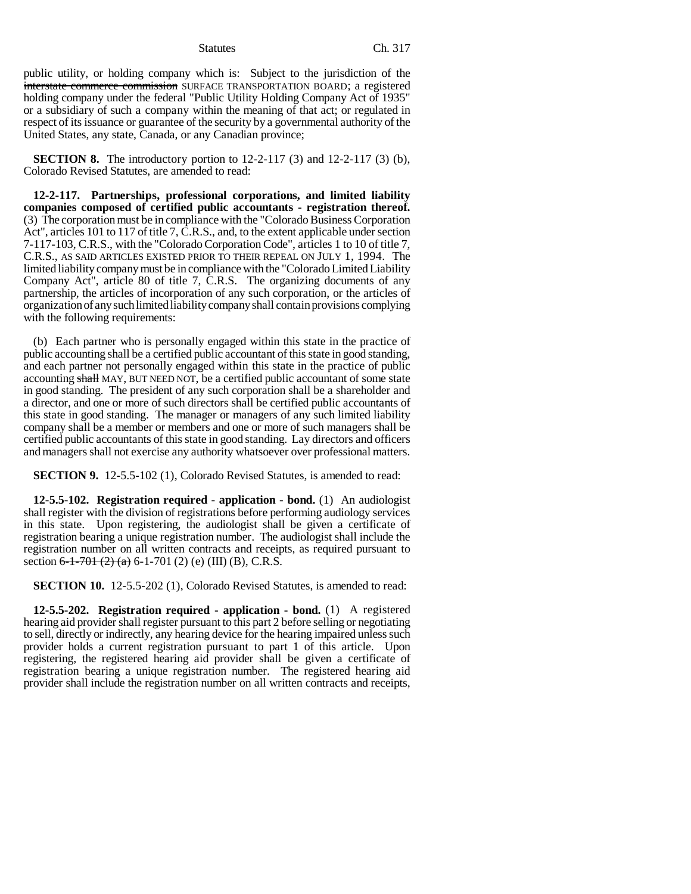public utility, or holding company which is: Subject to the jurisdiction of the ~~interstate commerce commission~~ SURFACE TRANSPORTATION BOARD; a registered holding company under the federal "Public Utility Holding Company Act of 1935" or a subsidiary of such a company within the meaning of that act; or regulated in respect of its issuance or guarantee of the security by a governmental authority of the United States, any state, Canada, or any Canadian province;

**SECTION 8.** The introductory portion to 12-2-117 (3) and 12-2-117 (3) (b), Colorado Revised Statutes, are amended to read:

**12-2-117. Partnerships, professional corporations, and limited liability companies composed of certified public accountants - registration thereof.** (3) The corporation must be in compliance with the "Colorado Business Corporation Act", articles 101 to 117 of title 7, C.R.S., and, to the extent applicable under section 7-117-103, C.R.S., with the "Colorado Corporation Code", articles 1 to 10 of title 7, C.R.S., AS SAID ARTICLES EXISTED PRIOR TO THEIR REPEAL ON JULY 1, 1994. The limited liability company must be in compliance with the "Colorado Limited Liability Company Act", article 80 of title 7, C.R.S. The organizing documents of any partnership, the articles of incorporation of any such corporation, or the articles of organization of any such limited liability company shall contain provisions complying with the following requirements:

(b) Each partner who is personally engaged within this state in the practice of public accounting shall be a certified public accountant of this state in good standing, and each partner not personally engaged within this state in the practice of public accounting ~~shall~~ MAY, BUT NEED NOT, be a certified public accountant of some state in good standing. The president of any such corporation shall be a shareholder and a director, and one or more of such directors shall be certified public accountants of this state in good standing. The manager or managers of any such limited liability company shall be a member or members and one or more of such managers shall be certified public accountants of this state in good standing. Lay directors and officers and managers shall not exercise any authority whatsoever over professional matters.

**SECTION 9.** 12-5.5-102 (1), Colorado Revised Statutes, is amended to read:

**12-5.5-102. Registration required - application - bond.** (1) An audiologist shall register with the division of registrations before performing audiology services in this state. Upon registering, the audiologist shall be given a certificate of registration bearing a unique registration number. The audiologist shall include the registration number on all written contracts and receipts, as required pursuant to section ~~6-1-701 (2) (a)~~ 6-1-701 (2) (e) (III) (B), C.R.S.

**SECTION 10.** 12-5.5-202 (1), Colorado Revised Statutes, is amended to read:

**12-5.5-202. Registration required - application - bond.** (1) A registered hearing aid provider shall register pursuant to this part 2 before selling or negotiating to sell, directly or indirectly, any hearing device for the hearing impaired unless such provider holds a current registration pursuant to part 1 of this article. Upon registering, the registered hearing aid provider shall be given a certificate of registration bearing a unique registration number. The registered hearing aid provider shall include the registration number on all written contracts and receipts,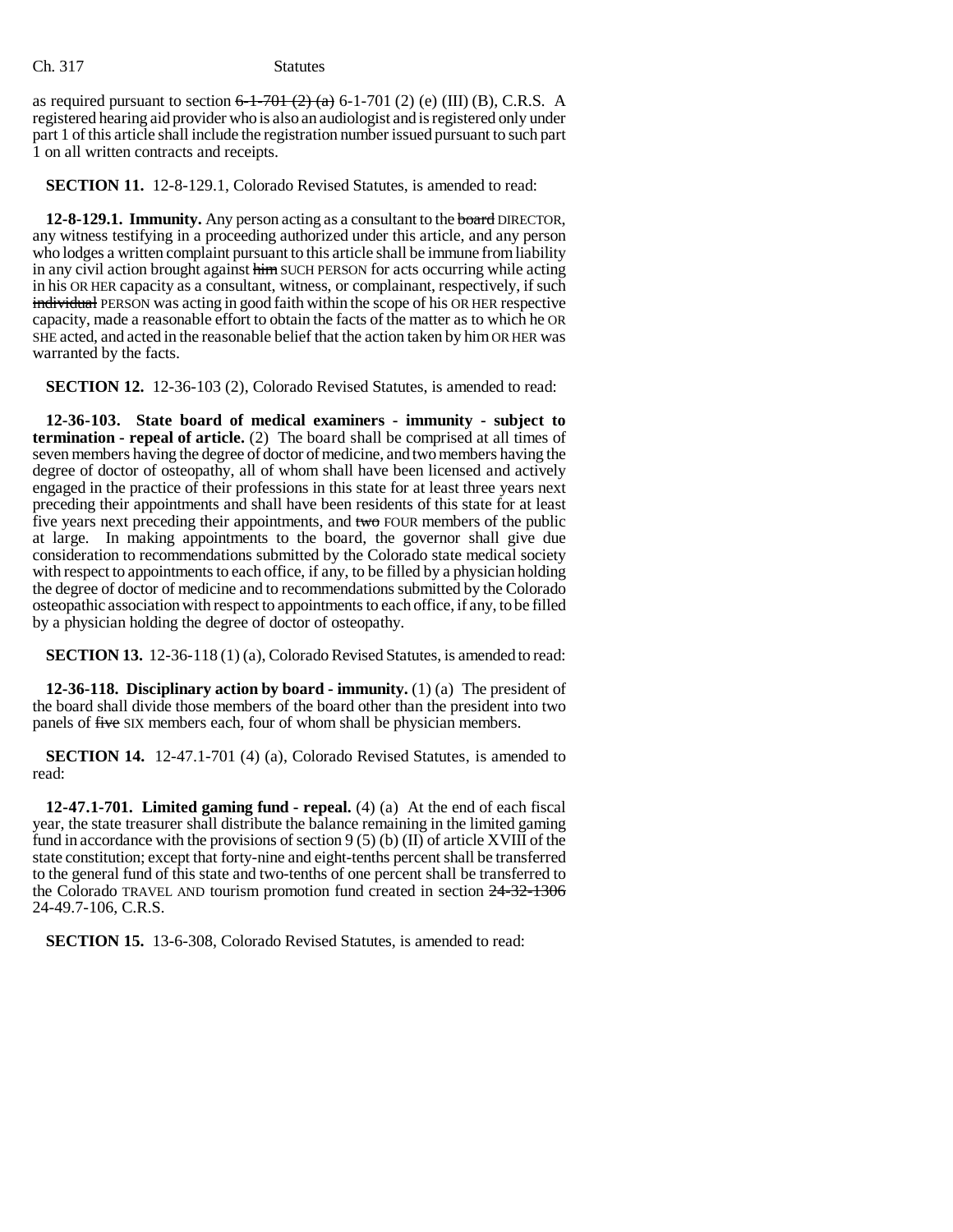as required pursuant to section ~~6-1-701 (2) (a)~~ 6-1-701 (2) (e) (III) (B), C.R.S. A registered hearing aid provider who is also an audiologist and is registered only under part 1 of this article shall include the registration number issued pursuant to such part 1 on all written contracts and receipts.

**SECTION 11.** 12-8-129.1, Colorado Revised Statutes, is amended to read:

**12-8-129.1. Immunity.** Any person acting as a consultant to the ~~board~~ DIRECTOR, any witness testifying in a proceeding authorized under this article, and any person who lodges a written complaint pursuant to this article shall be immune from liability in any civil action brought against ~~him~~ SUCH PERSON for acts occurring while acting in his OR HER capacity as a consultant, witness, or complainant, respectively, if such ~~individual~~ PERSON was acting in good faith within the scope of his OR HER respective capacity, made a reasonable effort to obtain the facts of the matter as to which he OR SHE acted, and acted in the reasonable belief that the action taken by him OR HER was warranted by the facts.

**SECTION 12.** 12-36-103 (2), Colorado Revised Statutes, is amended to read:

**12-36-103. State board of medical examiners - immunity - subject to termination - repeal of article.** (2) The board shall be comprised at all times of seven members having the degree of doctor of medicine, and two members having the degree of doctor of osteopathy, all of whom shall have been licensed and actively engaged in the practice of their professions in this state for at least three years next preceding their appointments and shall have been residents of this state for at least five years next preceding their appointments, and ~~two~~ FOUR members of the public at large. In making appointments to the board, the governor shall give due consideration to recommendations submitted by the Colorado state medical society with respect to appointments to each office, if any, to be filled by a physician holding the degree of doctor of medicine and to recommendations submitted by the Colorado osteopathic association with respect to appointments to each office, if any, to be filled by a physician holding the degree of doctor of osteopathy.

**SECTION 13.** 12-36-118 (1) (a), Colorado Revised Statutes, is amended to read:

**12-36-118. Disciplinary action by board - immunity.** (1) (a) The president of the board shall divide those members of the board other than the president into two panels of ~~five~~ SIX members each, four of whom shall be physician members.

**SECTION 14.** 12-47.1-701 (4) (a), Colorado Revised Statutes, is amended to read:

**12-47.1-701. Limited gaming fund - repeal.** (4) (a) At the end of each fiscal year, the state treasurer shall distribute the balance remaining in the limited gaming fund in accordance with the provisions of section 9 (5) (b) (II) of article XVIII of the state constitution; except that forty-nine and eight-tenths percent shall be transferred to the general fund of this state and two-tenths of one percent shall be transferred to the Colorado TRAVEL AND tourism promotion fund created in section ~~24-32-1306~~ 24-49.7-106, C.R.S.

**SECTION 15.** 13-6-308, Colorado Revised Statutes, is amended to read: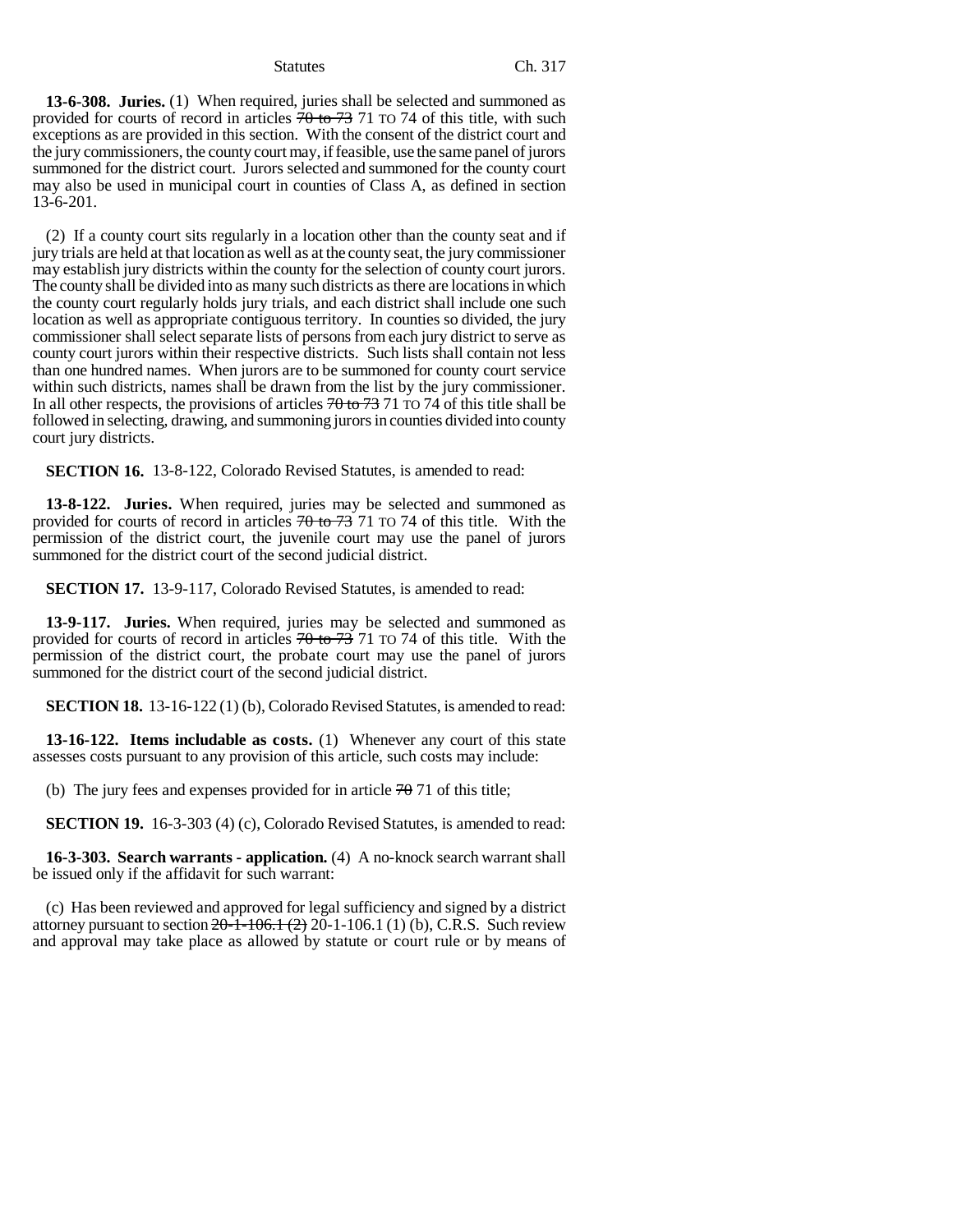**13-6-308. Juries.** (1) When required, juries shall be selected and summoned as provided for courts of record in articles ~~70 to 73~~ 71 TO 74 of this title, with such exceptions as are provided in this section. With the consent of the district court and the jury commissioners, the county court may, if feasible, use the same panel of jurors summoned for the district court. Jurors selected and summoned for the county court may also be used in municipal court in counties of Class A, as defined in section 13-6-201.

(2) If a county court sits regularly in a location other than the county seat and if jury trials are held at that location as well as at the county seat, the jury commissioner may establish jury districts within the county for the selection of county court jurors. The county shall be divided into as many such districts as there are locations in which the county court regularly holds jury trials, and each district shall include one such location as well as appropriate contiguous territory. In counties so divided, the jury commissioner shall select separate lists of persons from each jury district to serve as county court jurors within their respective districts. Such lists shall contain not less than one hundred names. When jurors are to be summoned for county court service within such districts, names shall be drawn from the list by the jury commissioner. In all other respects, the provisions of articles ~~70 to 73~~ 71 TO 74 of this title shall be followed in selecting, drawing, and summoning jurors in counties divided into county court jury districts.

**SECTION 16.** 13-8-122, Colorado Revised Statutes, is amended to read:

**13-8-122. Juries.** When required, juries may be selected and summoned as provided for courts of record in articles ~~70 to 73~~ 71 TO 74 of this title. With the permission of the district court, the juvenile court may use the panel of jurors summoned for the district court of the second judicial district.

**SECTION 17.** 13-9-117, Colorado Revised Statutes, is amended to read:

**13-9-117. Juries.** When required, juries may be selected and summoned as provided for courts of record in articles ~~70 to 73~~ 71 TO 74 of this title. With the permission of the district court, the probate court may use the panel of jurors summoned for the district court of the second judicial district.

**SECTION 18.** 13-16-122 (1) (b), Colorado Revised Statutes, is amended to read:

**13-16-122. Items includable as costs.** (1) Whenever any court of this state assesses costs pursuant to any provision of this article, such costs may include:

(b) The jury fees and expenses provided for in article ~~70~~ 71 of this title;

**SECTION 19.** 16-3-303 (4) (c), Colorado Revised Statutes, is amended to read:

**16-3-303. Search warrants - application.** (4) A no-knock search warrant shall be issued only if the affidavit for such warrant:

(c) Has been reviewed and approved for legal sufficiency and signed by a district attorney pursuant to section ~~20-1-106.1 (2)~~ 20-1-106.1 (1) (b), C.R.S. Such review and approval may take place as allowed by statute or court rule or by means of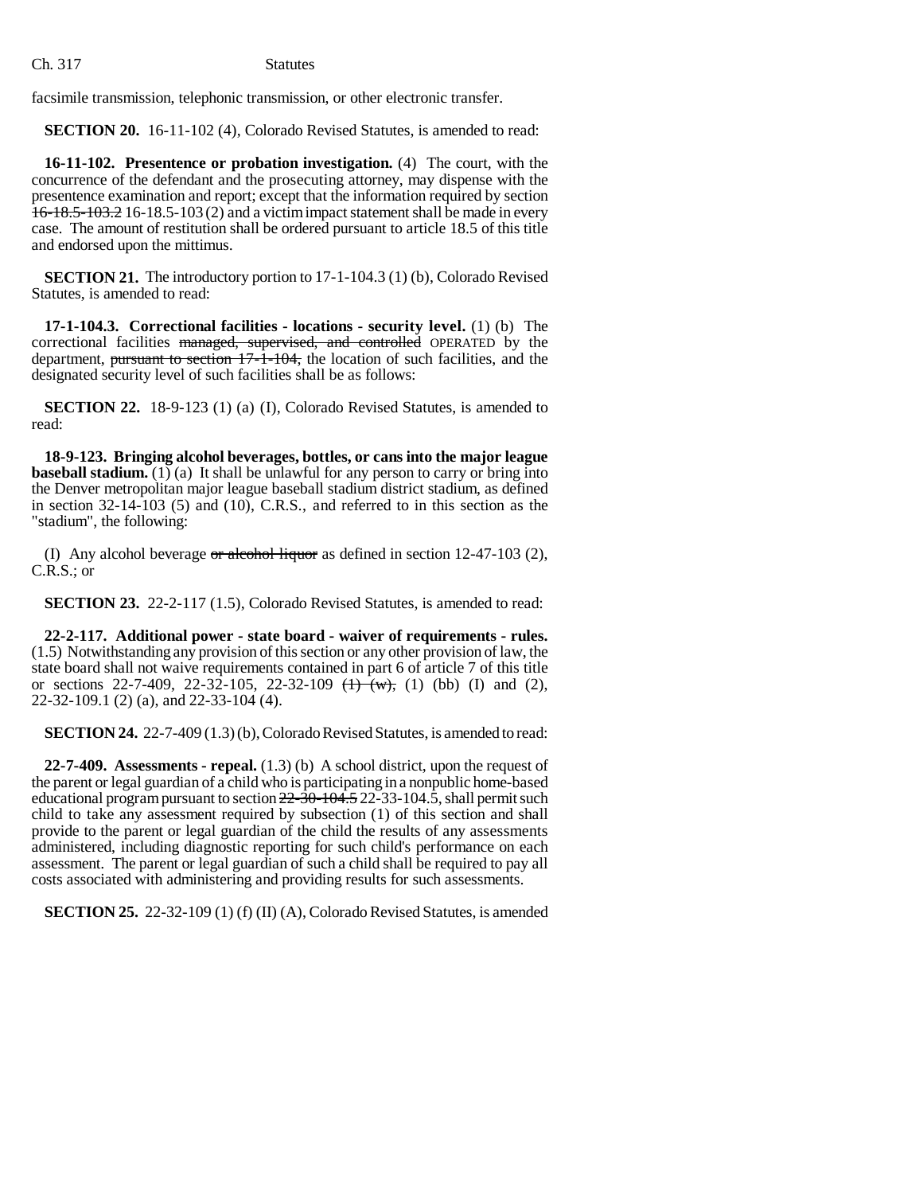facsimile transmission, telephonic transmission, or other electronic transfer.

**SECTION 20.** 16-11-102 (4), Colorado Revised Statutes, is amended to read:

**16-11-102. Presentence or probation investigation.** (4) The court, with the concurrence of the defendant and the prosecuting attorney, may dispense with the presentence examination and report; except that the information required by section ~~16-18.5-103.2~~ 16-18.5-103 (2) and a victim impact statement shall be made in every case. The amount of restitution shall be ordered pursuant to article 18.5 of this title and endorsed upon the mittimus.

**SECTION 21.** The introductory portion to 17-1-104.3 (1) (b), Colorado Revised Statutes, is amended to read:

**17-1-104.3. Correctional facilities - locations - security level.** (1) (b) The correctional facilities ~~managed, supervised, and controlled~~ OPERATED by the department, ~~pursuant to section 17-1-104,~~ the location of such facilities, and the designated security level of such facilities shall be as follows:

**SECTION 22.** 18-9-123 (1) (a) (I), Colorado Revised Statutes, is amended to read:

**18-9-123. Bringing alcohol beverages, bottles, or cans into the major league baseball stadium.** (1) (a) It shall be unlawful for any person to carry or bring into the Denver metropolitan major league baseball stadium district stadium, as defined in section 32-14-103 (5) and (10), C.R.S., and referred to in this section as the "stadium", the following:

(I) Any alcohol beverage ~~or alcohol liquor~~ as defined in section 12-47-103 (2), C.R.S.; or

**SECTION 23.** 22-2-117 (1.5), Colorado Revised Statutes, is amended to read:

**22-2-117. Additional power - state board - waiver of requirements - rules.** (1.5) Notwithstanding any provision of this section or any other provision of law, the state board shall not waive requirements contained in part 6 of article 7 of this title or sections 22-7-409, 22-32-105, 22-32-109 ~~(1) (w),~~ (1) (bb) (I) and (2), 22-32-109.1 (2) (a), and 22-33-104 (4).

**SECTION 24.** 22-7-409 (1.3) (b), Colorado Revised Statutes, is amended to read:

**22-7-409. Assessments - repeal.** (1.3) (b) A school district, upon the request of the parent or legal guardian of a child who is participating in a nonpublic home-based educational program pursuant to section ~~22-30-104.5~~ 22-33-104.5, shall permit such child to take any assessment required by subsection (1) of this section and shall provide to the parent or legal guardian of the child the results of any assessments administered, including diagnostic reporting for such child's performance on each assessment. The parent or legal guardian of such a child shall be required to pay all costs associated with administering and providing results for such assessments.

**SECTION 25.** 22-32-109 (1) (f) (II) (A), Colorado Revised Statutes, is amended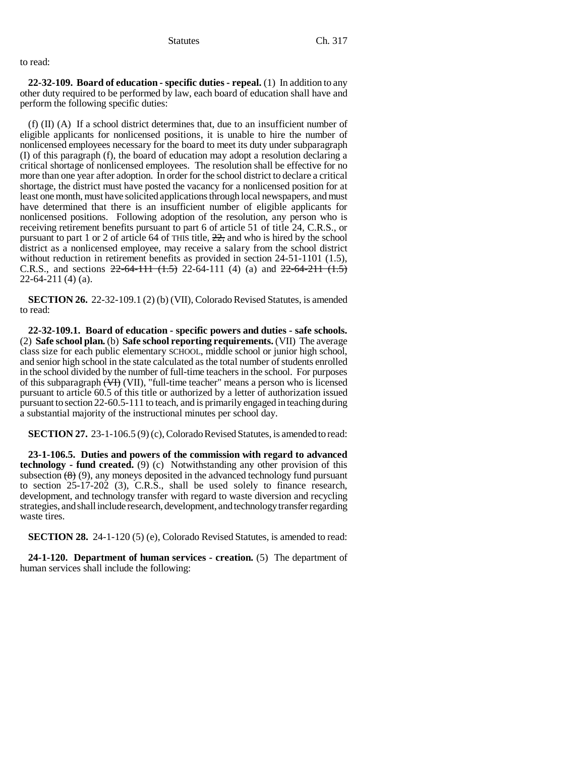to read:

**22-32-109. Board of education - specific duties - repeal.** (1) In addition to any other duty required to be performed by law, each board of education shall have and perform the following specific duties:

(f) (II) (A) If a school district determines that, due to an insufficient number of eligible applicants for nonlicensed positions, it is unable to hire the number of nonlicensed employees necessary for the board to meet its duty under subparagraph (I) of this paragraph (f), the board of education may adopt a resolution declaring a critical shortage of nonlicensed employees. The resolution shall be effective for no more than one year after adoption. In order for the school district to declare a critical shortage, the district must have posted the vacancy for a nonlicensed position for at least one month, must have solicited applications through local newspapers, and must have determined that there is an insufficient number of eligible applicants for nonlicensed positions. Following adoption of the resolution, any person who is receiving retirement benefits pursuant to part 6 of article 51 of title 24, C.R.S., or pursuant to part 1 or 2 of article 64 of THIS title, ~~22,~~ and who is hired by the school district as a nonlicensed employee, may receive a salary from the school district without reduction in retirement benefits as provided in section 24-51-1101 (1.5), C.R.S., and sections ~~22-64-111 (1.5)~~ 22-64-111 (4) (a) and ~~22-64-211 (1.5)~~ 22-64-211 (4) (a).

**SECTION 26.** 22-32-109.1 (2) (b) (VII), Colorado Revised Statutes, is amended to read:

**22-32-109.1. Board of education - specific powers and duties - safe schools.** (2) **Safe school plan.** (b) **Safe school reporting requirements.** (VII) The average class size for each public elementary SCHOOL, middle school or junior high school, and senior high school in the state calculated as the total number of students enrolled in the school divided by the number of full-time teachers in the school. For purposes of this subparagraph ~~(VI)~~ (VII), "full-time teacher" means a person who is licensed pursuant to article 60.5 of this title or authorized by a letter of authorization issued pursuant to section 22-60.5-111 to teach, and is primarily engaged in teaching during a substantial majority of the instructional minutes per school day.

**SECTION 27.** 23-1-106.5 (9) (c), Colorado Revised Statutes, is amended to read:

**23-1-106.5. Duties and powers of the commission with regard to advanced technology - fund created.** (9) (c) Notwithstanding any other provision of this subsection ~~(8)~~ (9), any moneys deposited in the advanced technology fund pursuant to section 25-17-202 (3), C.R.S., shall be used solely to finance research, development, and technology transfer with regard to waste diversion and recycling strategies, and shall include research, development, and technology transfer regarding waste tires.

**SECTION 28.** 24-1-120 (5) (e), Colorado Revised Statutes, is amended to read:

**24-1-120. Department of human services - creation.** (5) The department of human services shall include the following: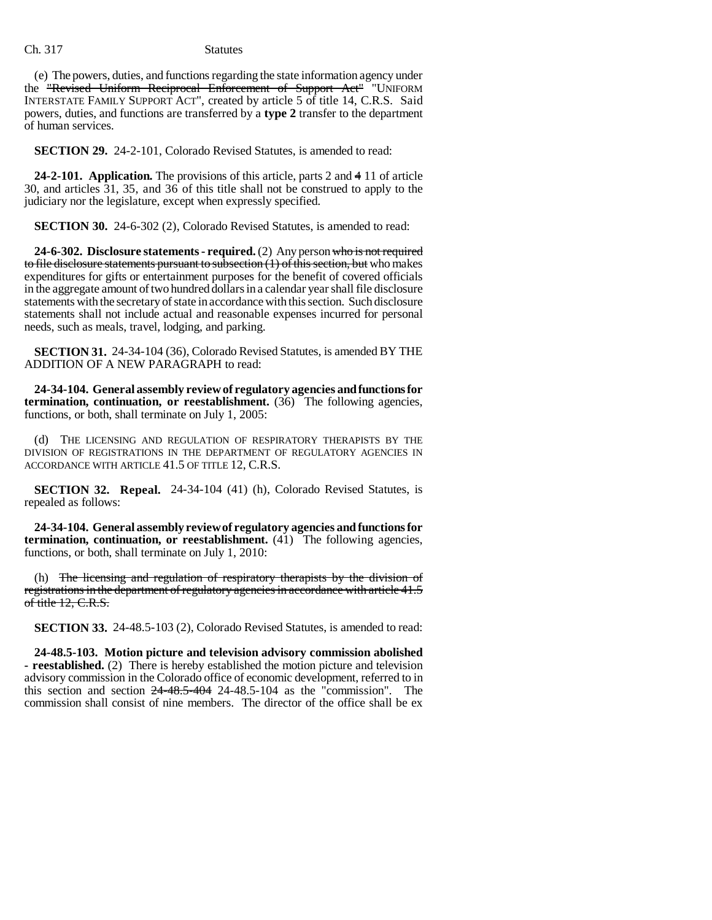(e) The powers, duties, and functions regarding the state information agency under the "Revised Uniform Reciprocal Enforcement of Support Act" "UNIFORM INTERSTATE FAMILY SUPPORT ACT", created by article 5 of title 14, C.R.S. Said powers, duties, and functions are transferred by a **type 2** transfer to the department of human services.

**SECTION 29.** 24-2-101, Colorado Revised Statutes, is amended to read:

**24-2-101. Application.** The provisions of this article, parts 2 and 4 11 of article 30, and articles 31, 35, and 36 of this title shall not be construed to apply to the judiciary nor the legislature, except when expressly specified.

**SECTION 30.** 24-6-302 (2), Colorado Revised Statutes, is amended to read:

**24-6-302. Disclosure statements - required.** (2) Any person who is not required to file disclosure statements pursuant to subsection (1) of this section, but who makes expenditures for gifts or entertainment purposes for the benefit of covered officials in the aggregate amount of two hundred dollars in a calendar year shall file disclosure statements with the secretary of state in accordance with this section. Such disclosure statements shall not include actual and reasonable expenses incurred for personal needs, such as meals, travel, lodging, and parking.

**SECTION 31.** 24-34-104 (36), Colorado Revised Statutes, is amended BY THE ADDITION OF A NEW PARAGRAPH to read:

**24-34-104. General assembly review of regulatory agencies and functions for termination, continuation, or reestablishment.** (36) The following agencies, functions, or both, shall terminate on July 1, 2005:

(d) THE LICENSING AND REGULATION OF RESPIRATORY THERAPISTS BY THE DIVISION OF REGISTRATIONS IN THE DEPARTMENT OF REGULATORY AGENCIES IN ACCORDANCE WITH ARTICLE 41.5 OF TITLE 12, C.R.S.

**SECTION 32. Repeal.** 24-34-104 (41) (h), Colorado Revised Statutes, is repealed as follows:

**24-34-104. General assembly review of regulatory agencies and functions for termination, continuation, or reestablishment.** (41) The following agencies, functions, or both, shall terminate on July 1, 2010:

(h) The licensing and regulation of respiratory therapists by the division of registrations in the department of regulatory agencies in accordance with article 41.5 of title 12, C.R.S.

**SECTION 33.** 24-48.5-103 (2), Colorado Revised Statutes, is amended to read:

**24-48.5-103. Motion picture and television advisory commission abolished - reestablished.** (2) There is hereby established the motion picture and television advisory commission in the Colorado office of economic development, referred to in this section and section 24-48.5-404 24-48.5-104 as the "commission". The commission shall consist of nine members. The director of the office shall be ex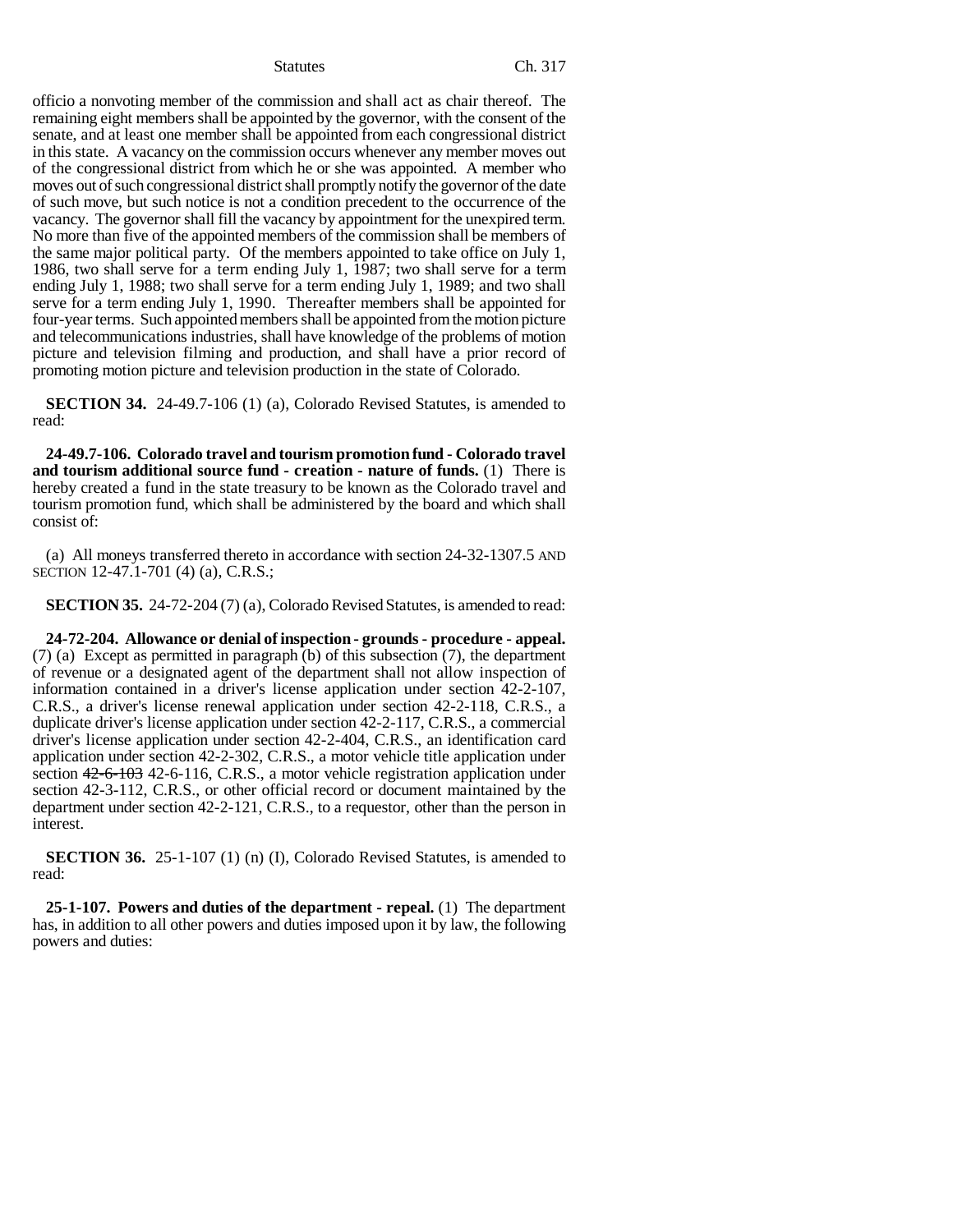officio a nonvoting member of the commission and shall act as chair thereof. The remaining eight members shall be appointed by the governor, with the consent of the senate, and at least one member shall be appointed from each congressional district in this state. A vacancy on the commission occurs whenever any member moves out of the congressional district from which he or she was appointed. A member who moves out of such congressional district shall promptly notify the governor of the date of such move, but such notice is not a condition precedent to the occurrence of the vacancy. The governor shall fill the vacancy by appointment for the unexpired term. No more than five of the appointed members of the commission shall be members of the same major political party. Of the members appointed to take office on July 1, 1986, two shall serve for a term ending July 1, 1987; two shall serve for a term ending July 1, 1988; two shall serve for a term ending July 1, 1989; and two shall serve for a term ending July 1, 1990. Thereafter members shall be appointed for four-year terms. Such appointed members shall be appointed from the motion picture and telecommunications industries, shall have knowledge of the problems of motion picture and television filming and production, and shall have a prior record of promoting motion picture and television production in the state of Colorado.

**SECTION 34.** 24-49.7-106 (1) (a), Colorado Revised Statutes, is amended to read:

**24-49.7-106. Colorado travel and tourism promotion fund - Colorado travel and tourism additional source fund - creation - nature of funds.** (1) There is hereby created a fund in the state treasury to be known as the Colorado travel and tourism promotion fund, which shall be administered by the board and which shall consist of:

(a) All moneys transferred thereto in accordance with section 24-32-1307.5 AND SECTION 12-47.1-701 (4) (a), C.R.S.;

**SECTION 35.** 24-72-204 (7) (a), Colorado Revised Statutes, is amended to read:

**24-72-204. Allowance or denial of inspection - grounds - procedure - appeal.** (7) (a) Except as permitted in paragraph (b) of this subsection (7), the department of revenue or a designated agent of the department shall not allow inspection of information contained in a driver's license application under section 42-2-107, C.R.S., a driver's license renewal application under section 42-2-118, C.R.S., a duplicate driver's license application under section 42-2-117, C.R.S., a commercial driver's license application under section 42-2-404, C.R.S., an identification card application under section 42-2-302, C.R.S., a motor vehicle title application under section ~~42-6-103~~ 42-6-116, C.R.S., a motor vehicle registration application under section 42-3-112, C.R.S., or other official record or document maintained by the department under section 42-2-121, C.R.S., to a requestor, other than the person in interest.

**SECTION 36.** 25-1-107 (1) (n) (I), Colorado Revised Statutes, is amended to read:

**25-1-107. Powers and duties of the department - repeal.** (1) The department has, in addition to all other powers and duties imposed upon it by law, the following powers and duties: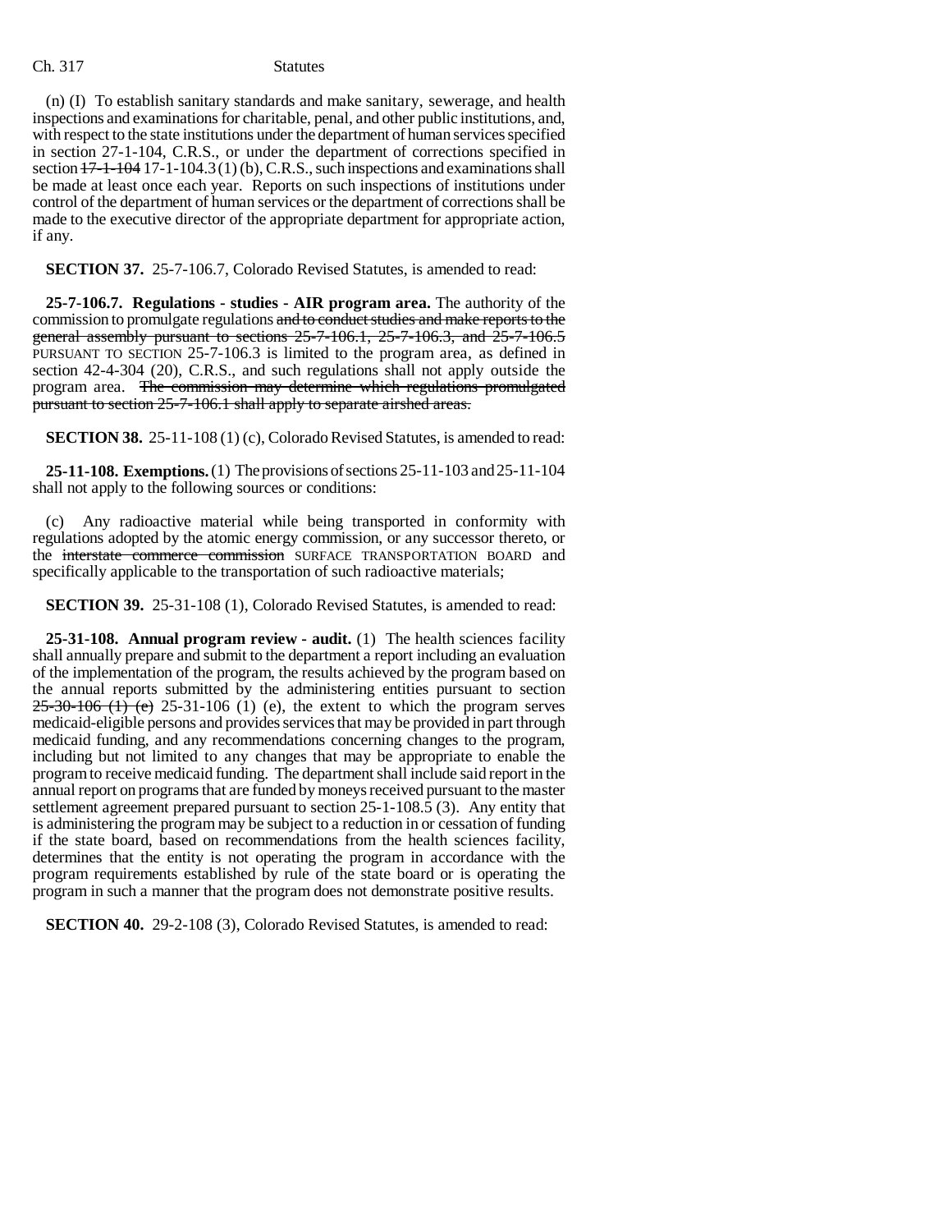(n) (I) To establish sanitary standards and make sanitary, sewerage, and health inspections and examinations for charitable, penal, and other public institutions, and, with respect to the state institutions under the department of human services specified in section 27-1-104, C.R.S., or under the department of corrections specified in section ~~17-1-104~~ 17-1-104.3 (1) (b), C.R.S., such inspections and examinations shall be made at least once each year. Reports on such inspections of institutions under control of the department of human services or the department of corrections shall be made to the executive director of the appropriate department for appropriate action, if any.

**SECTION 37.** 25-7-106.7, Colorado Revised Statutes, is amended to read:

**25-7-106.7. Regulations - studies - AIR program area.** The authority of the commission to promulgate regulations ~~and to conduct studies and make reports to the general assembly pursuant to sections 25-7-106.1, 25-7-106.3, and 25-7-106.5~~ PURSUANT TO SECTION 25-7-106.3 is limited to the program area, as defined in section 42-4-304 (20), C.R.S., and such regulations shall not apply outside the program area. ~~The commission may determine which regulations promulgated pursuant to section 25-7-106.1 shall apply to separate airshed areas.~~

**SECTION 38.** 25-11-108 (1) (c), Colorado Revised Statutes, is amended to read:

**25-11-108. Exemptions.** (1) The provisions of sections 25-11-103 and 25-11-104 shall not apply to the following sources or conditions:

(c) Any radioactive material while being transported in conformity with regulations adopted by the atomic energy commission, or any successor thereto, or the ~~interstate commerce commission~~ SURFACE TRANSPORTATION BOARD and specifically applicable to the transportation of such radioactive materials;

**SECTION 39.** 25-31-108 (1), Colorado Revised Statutes, is amended to read:

**25-31-108. Annual program review - audit.** (1) The health sciences facility shall annually prepare and submit to the department a report including an evaluation of the implementation of the program, the results achieved by the program based on the annual reports submitted by the administering entities pursuant to section ~~25-30-106 (1) (e)~~ 25-31-106 (1) (e), the extent to which the program serves medicaid-eligible persons and provides services that may be provided in part through medicaid funding, and any recommendations concerning changes to the program, including but not limited to any changes that may be appropriate to enable the program to receive medicaid funding. The department shall include said report in the annual report on programs that are funded by moneys received pursuant to the master settlement agreement prepared pursuant to section 25-1-108.5 (3). Any entity that is administering the program may be subject to a reduction in or cessation of funding if the state board, based on recommendations from the health sciences facility, determines that the entity is not operating the program in accordance with the program requirements established by rule of the state board or is operating the program in such a manner that the program does not demonstrate positive results.

**SECTION 40.** 29-2-108 (3), Colorado Revised Statutes, is amended to read: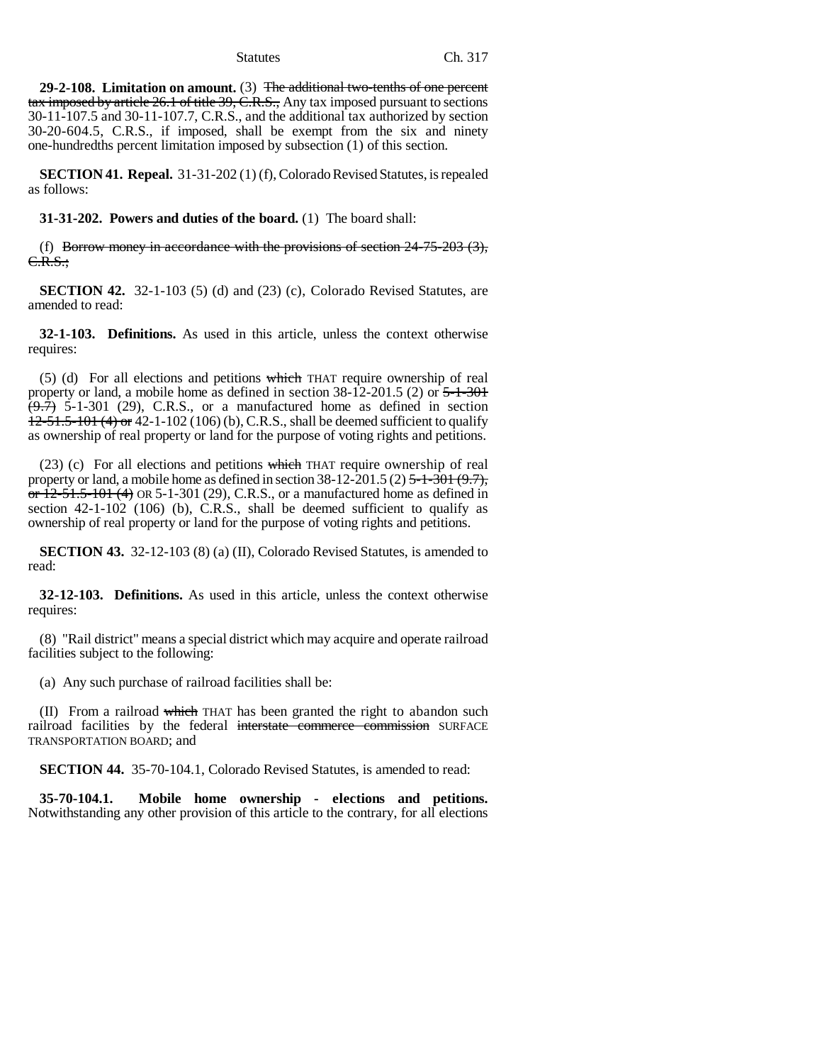**29-2-108. Limitation on amount.** (3) ~~The additional two-tenths of one percent tax imposed by article 26.1 of title 39, C.R.S.,~~ Any tax imposed pursuant to sections 30-11-107.5 and 30-11-107.7, C.R.S., and the additional tax authorized by section 30-20-604.5, C.R.S., if imposed, shall be exempt from the six and ninety one-hundredths percent limitation imposed by subsection (1) of this section.

**SECTION 41. Repeal.** 31-31-202 (1) (f), Colorado Revised Statutes, is repealed as follows:

**31-31-202. Powers and duties of the board.** (1) The board shall:

(f) ~~Borrow money in accordance with the provisions of section 24-75-203 (3), C.R.S.;~~

**SECTION 42.** 32-1-103 (5) (d) and (23) (c), Colorado Revised Statutes, are amended to read:

**32-1-103. Definitions.** As used in this article, unless the context otherwise requires:

(5) (d) For all elections and petitions ~~which~~ THAT require ownership of real property or land, a mobile home as defined in section 38-12-201.5 (2) or ~~5-1-301 (9.7)~~ 5-1-301 (29), C.R.S., or a manufactured home as defined in section ~~12-51.5-101 (4) or~~ 42-1-102 (106) (b), C.R.S., shall be deemed sufficient to qualify as ownership of real property or land for the purpose of voting rights and petitions.

(23) (c) For all elections and petitions ~~which~~ THAT require ownership of real property or land, a mobile home as defined in section 38-12-201.5 (2) ~~5-1-301 (9.7), or 12-51.5-101 (4)~~ OR 5-1-301 (29), C.R.S., or a manufactured home as defined in section 42-1-102 (106) (b), C.R.S., shall be deemed sufficient to qualify as ownership of real property or land for the purpose of voting rights and petitions.

**SECTION 43.** 32-12-103 (8) (a) (II), Colorado Revised Statutes, is amended to read:

**32-12-103. Definitions.** As used in this article, unless the context otherwise requires:

(8) "Rail district" means a special district which may acquire and operate railroad facilities subject to the following:

(a) Any such purchase of railroad facilities shall be:

(II) From a railroad ~~which~~ THAT has been granted the right to abandon such railroad facilities by the federal ~~interstate commerce commission~~ SURFACE TRANSPORTATION BOARD; and

**SECTION 44.** 35-70-104.1, Colorado Revised Statutes, is amended to read:

**35-70-104.1. Mobile home ownership - elections and petitions.** Notwithstanding any other provision of this article to the contrary, for all elections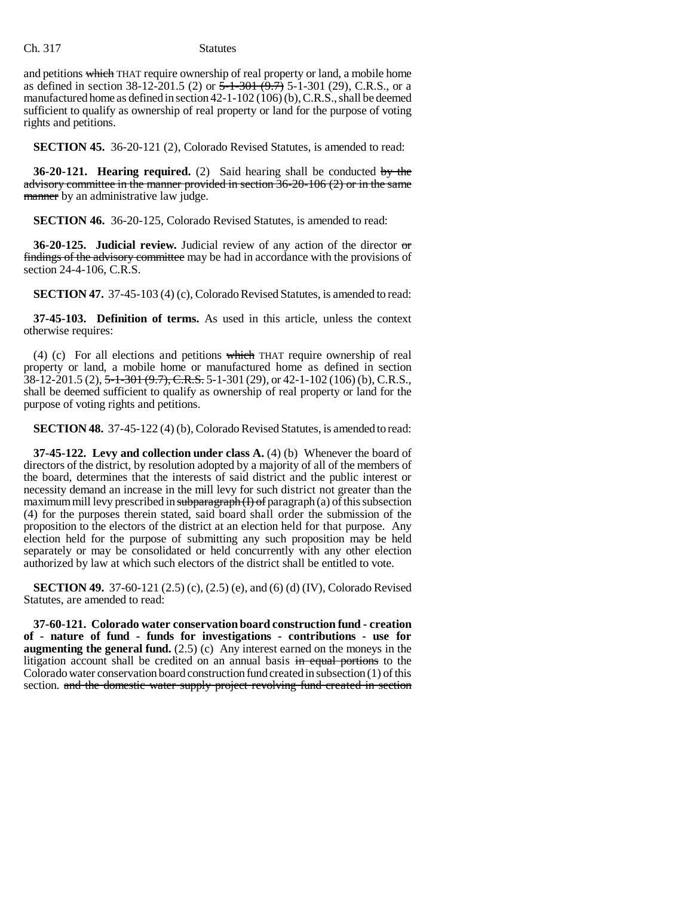and petitions which THAT require ownership of real property or land, a mobile home as defined in section 38-12-201.5 (2) or 5-1-301 (9.7) 5-1-301 (29), C.R.S., or a manufactured home as defined in section 42-1-102 (106) (b), C.R.S., shall be deemed sufficient to qualify as ownership of real property or land for the purpose of voting rights and petitions.

**SECTION 45.** 36-20-121 (2), Colorado Revised Statutes, is amended to read:

**36-20-121. Hearing required.** (2) Said hearing shall be conducted by the advisory committee in the manner provided in section 36-20-106 (2) or in the same manner by an administrative law judge.

**SECTION 46.** 36-20-125, Colorado Revised Statutes, is amended to read:

**36-20-125. Judicial review.** Judicial review of any action of the director or findings of the advisory committee may be had in accordance with the provisions of section 24-4-106, C.R.S.

**SECTION 47.** 37-45-103 (4) (c), Colorado Revised Statutes, is amended to read:

**37-45-103. Definition of terms.** As used in this article, unless the context otherwise requires:

(4) (c) For all elections and petitions which THAT require ownership of real property or land, a mobile home or manufactured home as defined in section 38-12-201.5 (2), 5-1-301 (9.7), C.R.S. 5-1-301 (29), or 42-1-102 (106) (b), C.R.S., shall be deemed sufficient to qualify as ownership of real property or land for the purpose of voting rights and petitions.

**SECTION 48.** 37-45-122 (4) (b), Colorado Revised Statutes, is amended to read:

**37-45-122. Levy and collection under class A.** (4) (b) Whenever the board of directors of the district, by resolution adopted by a majority of all of the members of the board, determines that the interests of said district and the public interest or necessity demand an increase in the mill levy for such district not greater than the maximum mill levy prescribed in subparagraph (I) of paragraph (a) of this subsection (4) for the purposes therein stated, said board shall order the submission of the proposition to the electors of the district at an election held for that purpose. Any election held for the purpose of submitting any such proposition may be held separately or may be consolidated or held concurrently with any other election authorized by law at which such electors of the district shall be entitled to vote.

**SECTION 49.** 37-60-121 (2.5) (c), (2.5) (e), and (6) (d) (IV), Colorado Revised Statutes, are amended to read:

**37-60-121. Colorado water conservation board construction fund - creation of - nature of fund - funds for investigations - contributions - use for augmenting the general fund.** (2.5) (c) Any interest earned on the moneys in the litigation account shall be credited on an annual basis in equal portions to the Colorado water conservation board construction fund created in subsection (1) of this section. and the domestic water supply project revolving fund created in section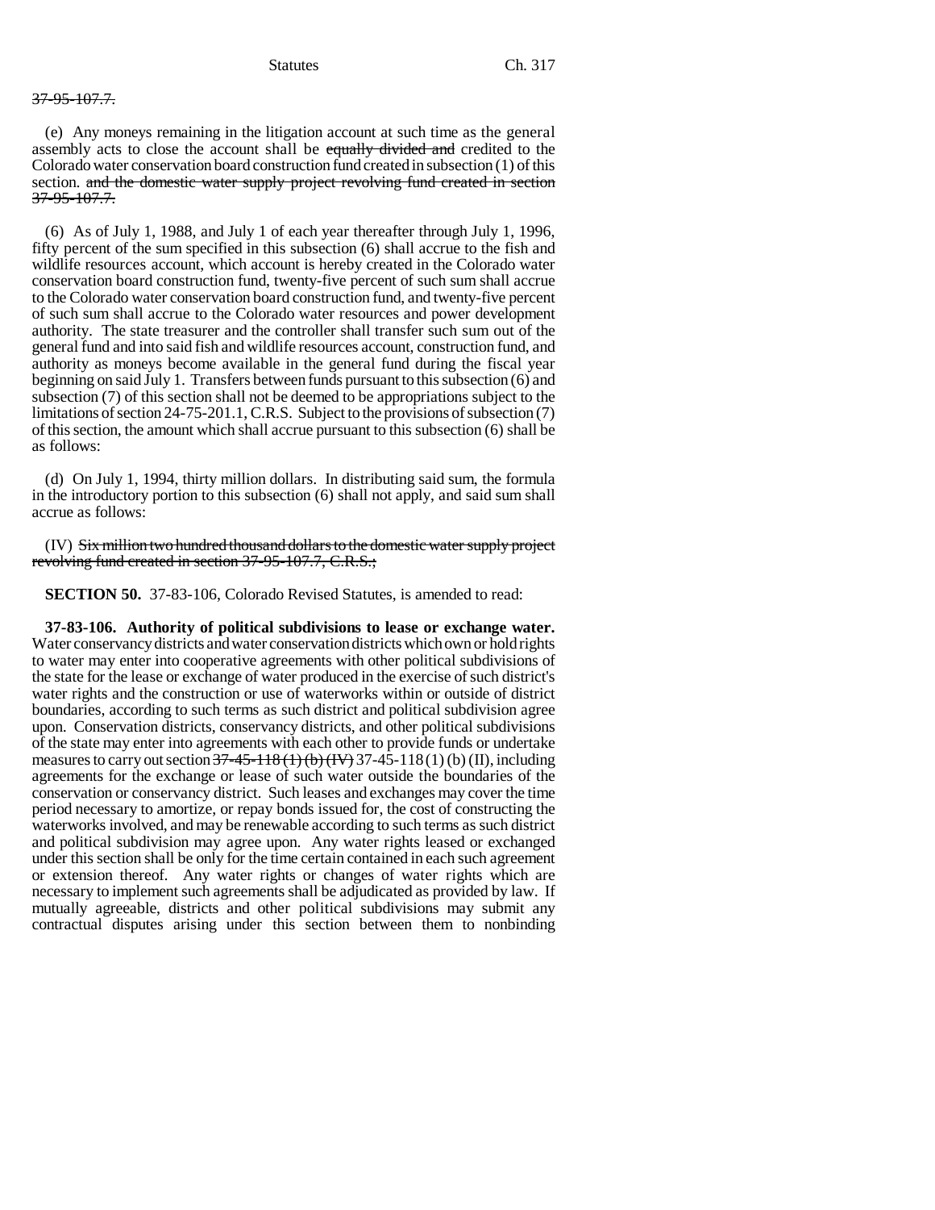37-95-107.7.

(e) Any moneys remaining in the litigation account at such time as the general assembly acts to close the account shall be ~~equally divided and~~ credited to the Colorado water conservation board construction fund created in subsection (1) of this section. ~~and the domestic water supply project revolving fund created in section 37-95-107.7.~~

(6) As of July 1, 1988, and July 1 of each year thereafter through July 1, 1996, fifty percent of the sum specified in this subsection (6) shall accrue to the fish and wildlife resources account, which account is hereby created in the Colorado water conservation board construction fund, twenty-five percent of such sum shall accrue to the Colorado water conservation board construction fund, and twenty-five percent of such sum shall accrue to the Colorado water resources and power development authority. The state treasurer and the controller shall transfer such sum out of the general fund and into said fish and wildlife resources account, construction fund, and authority as moneys become available in the general fund during the fiscal year beginning on said July 1. Transfers between funds pursuant to this subsection (6) and subsection (7) of this section shall not be deemed to be appropriations subject to the limitations of section 24-75-201.1, C.R.S. Subject to the provisions of subsection (7) of this section, the amount which shall accrue pursuant to this subsection (6) shall be as follows:

(d) On July 1, 1994, thirty million dollars. In distributing said sum, the formula in the introductory portion to this subsection (6) shall not apply, and said sum shall accrue as follows:

(IV) ~~Six million two hundred thousand dollars to the domestic water supply project revolving fund created in section 37-95-107.7, C.R.S.;~~

**SECTION 50.** 37-83-106, Colorado Revised Statutes, is amended to read:

**37-83-106. Authority of political subdivisions to lease or exchange water.** Water conservancy districts and water conservation districts which own or hold rights to water may enter into cooperative agreements with other political subdivisions of the state for the lease or exchange of water produced in the exercise of such district's water rights and the construction or use of waterworks within or outside of district boundaries, according to such terms as such district and political subdivision agree upon. Conservation districts, conservancy districts, and other political subdivisions of the state may enter into agreements with each other to provide funds or undertake measures to carry out section ~~37-45-118 (1) (b) (IV)~~ 37-45-118 (1) (b) (II), including agreements for the exchange or lease of such water outside the boundaries of the conservation or conservancy district. Such leases and exchanges may cover the time period necessary to amortize, or repay bonds issued for, the cost of constructing the waterworks involved, and may be renewable according to such terms as such district and political subdivision may agree upon. Any water rights leased or exchanged under this section shall be only for the time certain contained in each such agreement or extension thereof. Any water rights or changes of water rights which are necessary to implement such agreements shall be adjudicated as provided by law. If mutually agreeable, districts and other political subdivisions may submit any contractual disputes arising under this section between them to nonbinding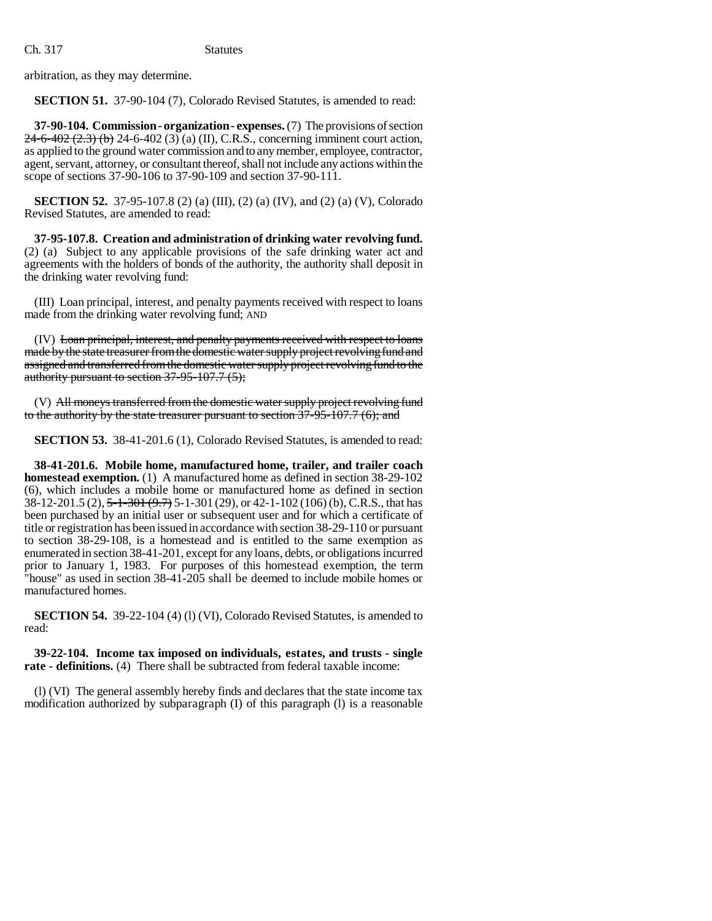arbitration, as they may determine.

**SECTION 51.** 37-90-104 (7), Colorado Revised Statutes, is amended to read:

**37-90-104. Commission - organization - expenses.** (7) The provisions of section ~~24-6-402 (2.3) (b)~~ 24-6-402 (3) (a) (II), C.R.S., concerning imminent court action, as applied to the ground water commission and to any member, employee, contractor, agent, servant, attorney, or consultant thereof, shall not include any actions within the scope of sections 37-90-106 to 37-90-109 and section 37-90-111.

**SECTION 52.** 37-95-107.8 (2) (a) (III), (2) (a) (IV), and (2) (a) (V), Colorado Revised Statutes, are amended to read:

**37-95-107.8. Creation and administration of drinking water revolving fund.** (2) (a) Subject to any applicable provisions of the safe drinking water act and agreements with the holders of bonds of the authority, the authority shall deposit in the drinking water revolving fund:

(III) Loan principal, interest, and penalty payments received with respect to loans made from the drinking water revolving fund; AND

(IV) ~~Loan principal, interest, and penalty payments received with respect to loans made by the state treasurer from the domestic water supply project revolving fund and assigned and transferred from the domestic water supply project revolving fund to the authority pursuant to section 37-95-107.7 (5);~~

(V) ~~All moneys transferred from the domestic water supply project revolving fund to the authority by the state treasurer pursuant to section 37-95-107.7 (6); and~~

**SECTION 53.** 38-41-201.6 (1), Colorado Revised Statutes, is amended to read:

**38-41-201.6. Mobile home, manufactured home, trailer, and trailer coach homestead exemption.** (1) A manufactured home as defined in section 38-29-102 (6), which includes a mobile home or manufactured home as defined in section 38-12-201.5 (2), ~~5-1-301 (9.7)~~ 5-1-301 (29), or 42-1-102 (106) (b), C.R.S., that has been purchased by an initial user or subsequent user and for which a certificate of title or registration has been issued in accordance with section 38-29-110 or pursuant to section 38-29-108, is a homestead and is entitled to the same exemption as enumerated in section 38-41-201, except for any loans, debts, or obligations incurred prior to January 1, 1983. For purposes of this homestead exemption, the term "house" as used in section 38-41-205 shall be deemed to include mobile homes or manufactured homes.

**SECTION 54.** 39-22-104 (4) (l) (VI), Colorado Revised Statutes, is amended to read:

**39-22-104. Income tax imposed on individuals, estates, and trusts - single rate - definitions.** (4) There shall be subtracted from federal taxable income:

(l) (VI) The general assembly hereby finds and declares that the state income tax modification authorized by subparagraph (I) of this paragraph (l) is a reasonable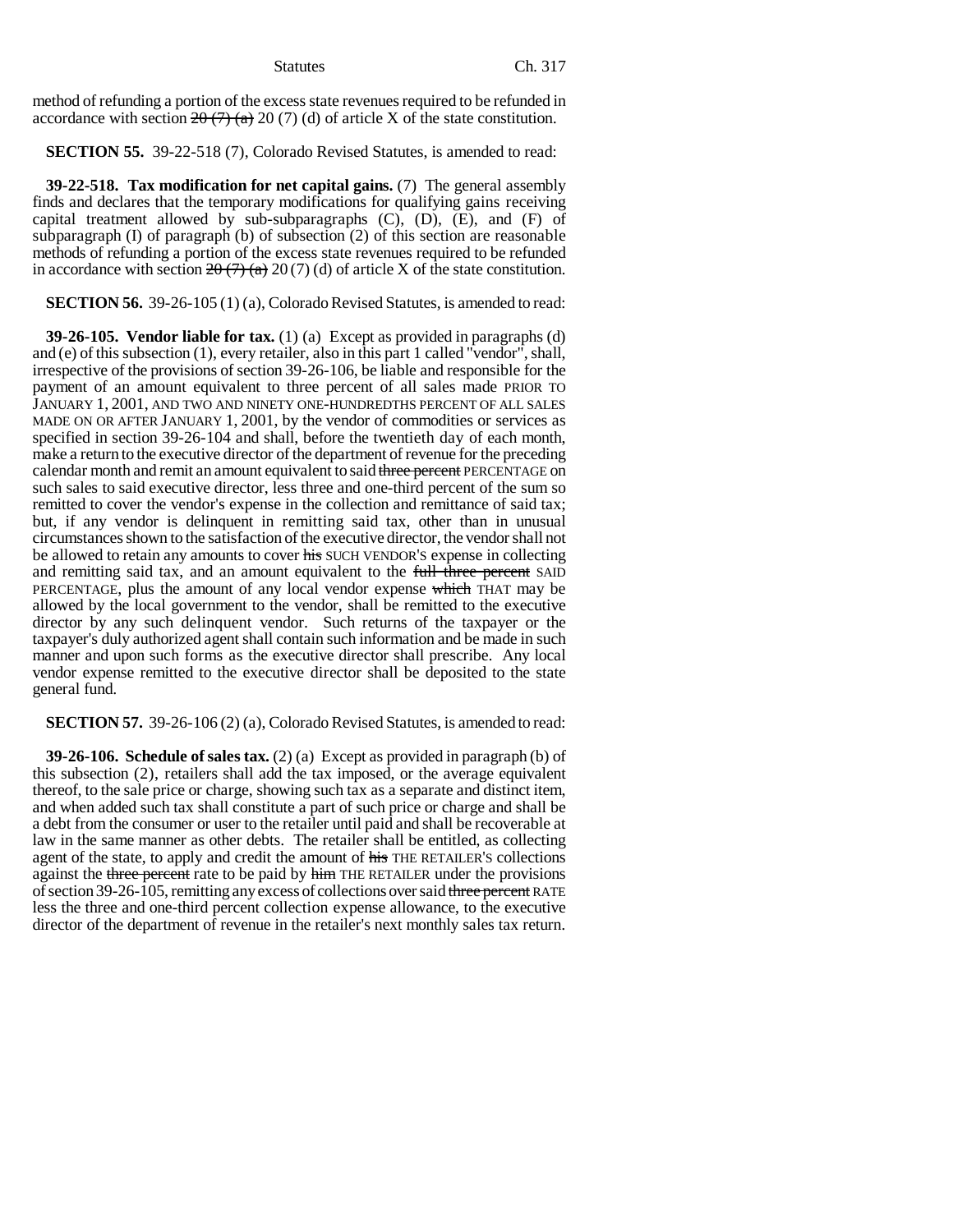method of refunding a portion of the excess state revenues required to be refunded in accordance with section ~~20 (7) (a)~~ 20 (7) (d) of article X of the state constitution.

**SECTION 55.** 39-22-518 (7), Colorado Revised Statutes, is amended to read:

**39-22-518. Tax modification for net capital gains.** (7) The general assembly finds and declares that the temporary modifications for qualifying gains receiving capital treatment allowed by sub-subparagraphs (C), (D), (E), and (F) of subparagraph (I) of paragraph (b) of subsection (2) of this section are reasonable methods of refunding a portion of the excess state revenues required to be refunded in accordance with section ~~20 (7) (a)~~ 20 (7) (d) of article X of the state constitution.

**SECTION 56.** 39-26-105 (1) (a), Colorado Revised Statutes, is amended to read:

**39-26-105. Vendor liable for tax.** (1) (a) Except as provided in paragraphs (d) and (e) of this subsection (1), every retailer, also in this part 1 called "vendor", shall, irrespective of the provisions of section 39-26-106, be liable and responsible for the payment of an amount equivalent to three percent of all sales made PRIOR TO JANUARY 1, 2001, AND TWO AND NINETY ONE-HUNDREDTHS PERCENT OF ALL SALES MADE ON OR AFTER JANUARY 1, 2001, by the vendor of commodities or services as specified in section 39-26-104 and shall, before the twentieth day of each month, make a return to the executive director of the department of revenue for the preceding calendar month and remit an amount equivalent to said ~~three percent~~ PERCENTAGE on such sales to said executive director, less three and one-third percent of the sum so remitted to cover the vendor's expense in the collection and remittance of said tax; but, if any vendor is delinquent in remitting said tax, other than in unusual circumstances shown to the satisfaction of the executive director, the vendor shall not be allowed to retain any amounts to cover ~~his~~ SUCH VENDOR'S expense in collecting and remitting said tax, and an amount equivalent to the ~~full three percent~~ SAID PERCENTAGE, plus the amount of any local vendor expense ~~which~~ THAT may be allowed by the local government to the vendor, shall be remitted to the executive director by any such delinquent vendor. Such returns of the taxpayer or the taxpayer's duly authorized agent shall contain such information and be made in such manner and upon such forms as the executive director shall prescribe. Any local vendor expense remitted to the executive director shall be deposited to the state general fund.

**SECTION 57.** 39-26-106 (2) (a), Colorado Revised Statutes, is amended to read:

**39-26-106. Schedule of sales tax.** (2) (a) Except as provided in paragraph (b) of this subsection (2), retailers shall add the tax imposed, or the average equivalent thereof, to the sale price or charge, showing such tax as a separate and distinct item, and when added such tax shall constitute a part of such price or charge and shall be a debt from the consumer or user to the retailer until paid and shall be recoverable at law in the same manner as other debts. The retailer shall be entitled, as collecting agent of the state, to apply and credit the amount of ~~his~~ THE RETAILER'S collections against the ~~three percent~~ rate to be paid by ~~him~~ THE RETAILER under the provisions of section 39-26-105, remitting any excess of collections over said ~~three percent~~ RATE less the three and one-third percent collection expense allowance, to the executive director of the department of revenue in the retailer's next monthly sales tax return.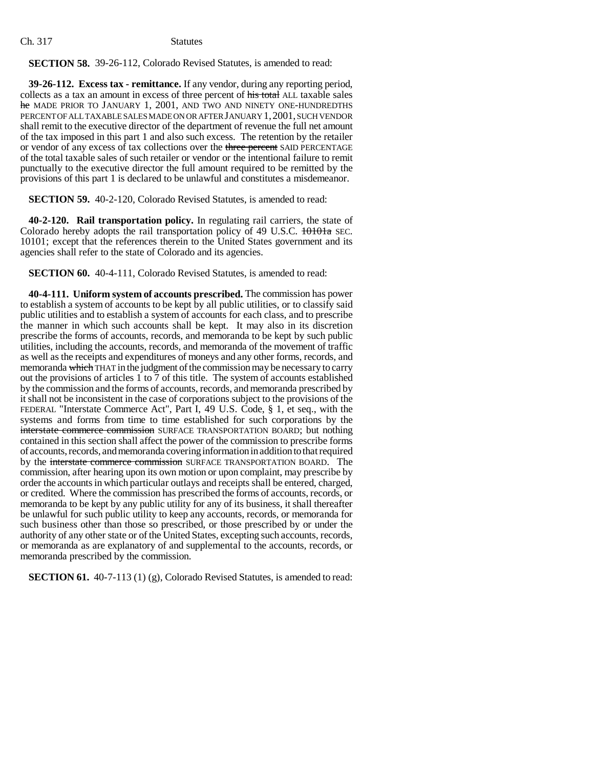**SECTION 58.** 39-26-112, Colorado Revised Statutes, is amended to read:

**39-26-112. Excess tax - remittance.** If any vendor, during any reporting period, collects as a tax an amount in excess of three percent of ~~his total~~ ALL taxable sales ~~he~~ MADE PRIOR TO JANUARY 1, 2001, AND TWO AND NINETY ONE-HUNDREDTHS PERCENT OF ALL TAXABLE SALES MADE ON OR AFTER JANUARY 1, 2001, SUCH VENDOR shall remit to the executive director of the department of revenue the full net amount of the tax imposed in this part 1 and also such excess. The retention by the retailer or vendor of any excess of tax collections over the ~~three percent~~ SAID PERCENTAGE of the total taxable sales of such retailer or vendor or the intentional failure to remit punctually to the executive director the full amount required to be remitted by the provisions of this part 1 is declared to be unlawful and constitutes a misdemeanor.

**SECTION 59.** 40-2-120, Colorado Revised Statutes, is amended to read:

**40-2-120. Rail transportation policy.** In regulating rail carriers, the state of Colorado hereby adopts the rail transportation policy of 49 U.S.C. ~~10101a~~ SEC. 10101; except that the references therein to the United States government and its agencies shall refer to the state of Colorado and its agencies.

**SECTION 60.** 40-4-111, Colorado Revised Statutes, is amended to read:

**40-4-111. Uniform system of accounts prescribed.** The commission has power to establish a system of accounts to be kept by all public utilities, or to classify said public utilities and to establish a system of accounts for each class, and to prescribe the manner in which such accounts shall be kept. It may also in its discretion prescribe the forms of accounts, records, and memoranda to be kept by such public utilities, including the accounts, records, and memoranda of the movement of traffic as well as the receipts and expenditures of moneys and any other forms, records, and memoranda ~~which~~ THAT in the judgment of the commission may be necessary to carry out the provisions of articles 1 to 7 of this title. The system of accounts established by the commission and the forms of accounts, records, and memoranda prescribed by it shall not be inconsistent in the case of corporations subject to the provisions of the FEDERAL "Interstate Commerce Act", Part I, 49 U.S. Code, § 1, et seq., with the systems and forms from time to time established for such corporations by the ~~interstate commerce commission~~ SURFACE TRANSPORTATION BOARD; but nothing contained in this section shall affect the power of the commission to prescribe forms of accounts, records, and memoranda covering information in addition to that required by the ~~interstate commerce commission~~ SURFACE TRANSPORTATION BOARD. The commission, after hearing upon its own motion or upon complaint, may prescribe by order the accounts in which particular outlays and receipts shall be entered, charged, or credited. Where the commission has prescribed the forms of accounts, records, or memoranda to be kept by any public utility for any of its business, it shall thereafter be unlawful for such public utility to keep any accounts, records, or memoranda for such business other than those so prescribed, or those prescribed by or under the authority of any other state or of the United States, excepting such accounts, records, or memoranda as are explanatory of and supplemental to the accounts, records, or memoranda prescribed by the commission.

**SECTION 61.** 40-7-113 (1) (g), Colorado Revised Statutes, is amended to read: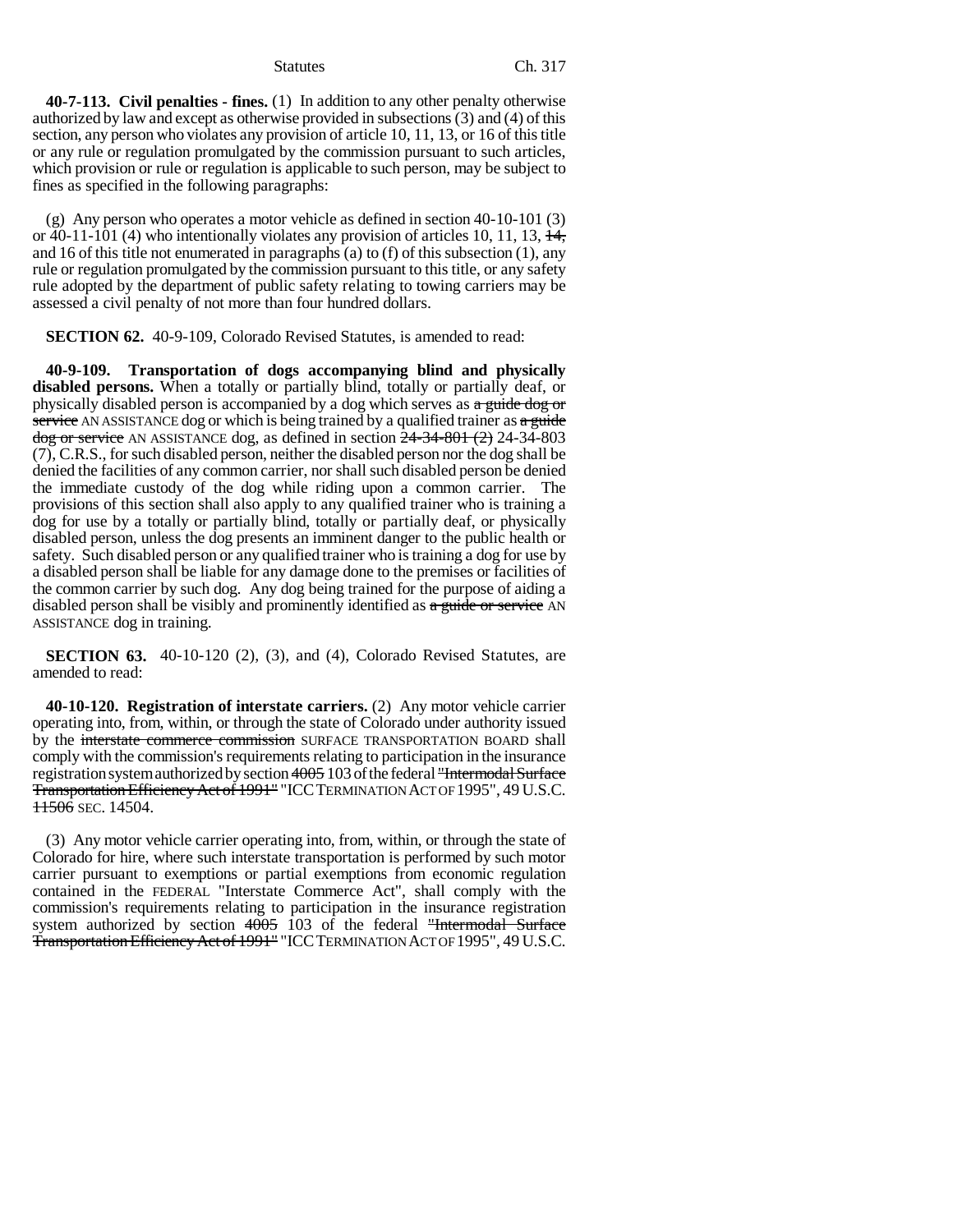**40-7-113. Civil penalties - fines.** (1) In addition to any other penalty otherwise authorized by law and except as otherwise provided in subsections (3) and (4) of this section, any person who violates any provision of article 10, 11, 13, or 16 of this title or any rule or regulation promulgated by the commission pursuant to such articles, which provision or rule or regulation is applicable to such person, may be subject to fines as specified in the following paragraphs:

(g) Any person who operates a motor vehicle as defined in section 40-10-101 (3) or 40-11-101 (4) who intentionally violates any provision of articles 10, 11, 13, ~~14,~~ and 16 of this title not enumerated in paragraphs (a) to (f) of this subsection (1), any rule or regulation promulgated by the commission pursuant to this title, or any safety rule adopted by the department of public safety relating to towing carriers may be assessed a civil penalty of not more than four hundred dollars.

**SECTION 62.** 40-9-109, Colorado Revised Statutes, is amended to read:

**40-9-109. Transportation of dogs accompanying blind and physically disabled persons.** When a totally or partially blind, totally or partially deaf, or physically disabled person is accompanied by a dog which serves as ~~a guide dog or service~~ AN ASSISTANCE dog or which is being trained by a qualified trainer as ~~a guide dog or service~~ AN ASSISTANCE dog, as defined in section ~~24-34-801 (2)~~ 24-34-803 (7), C.R.S., for such disabled person, neither the disabled person nor the dog shall be denied the facilities of any common carrier, nor shall such disabled person be denied the immediate custody of the dog while riding upon a common carrier. The provisions of this section shall also apply to any qualified trainer who is training a dog for use by a totally or partially blind, totally or partially deaf, or physically disabled person, unless the dog presents an imminent danger to the public health or safety. Such disabled person or any qualified trainer who is training a dog for use by a disabled person shall be liable for any damage done to the premises or facilities of the common carrier by such dog. Any dog being trained for the purpose of aiding a disabled person shall be visibly and prominently identified as ~~a guide or service~~ AN ASSISTANCE dog in training.

**SECTION 63.** 40-10-120 (2), (3), and (4), Colorado Revised Statutes, are amended to read:

**40-10-120. Registration of interstate carriers.** (2) Any motor vehicle carrier operating into, from, within, or through the state of Colorado under authority issued by the ~~interstate commerce commission~~ SURFACE TRANSPORTATION BOARD shall comply with the commission's requirements relating to participation in the insurance registration system authorized by section ~~4005~~ 103 of the federal ~~"Intermodal Surface Transportation Efficiency Act of 1991"~~ "ICC TERMINATION ACT OF 1995", 49 U.S.C. ~~11506~~ SEC. 14504.

(3) Any motor vehicle carrier operating into, from, within, or through the state of Colorado for hire, where such interstate transportation is performed by such motor carrier pursuant to exemptions or partial exemptions from economic regulation contained in the FEDERAL "Interstate Commerce Act", shall comply with the commission's requirements relating to participation in the insurance registration system authorized by section ~~4005~~ 103 of the federal ~~"Intermodal Surface Transportation Efficiency Act of 1991"~~ "ICC TERMINATION ACT OF 1995", 49 U.S.C.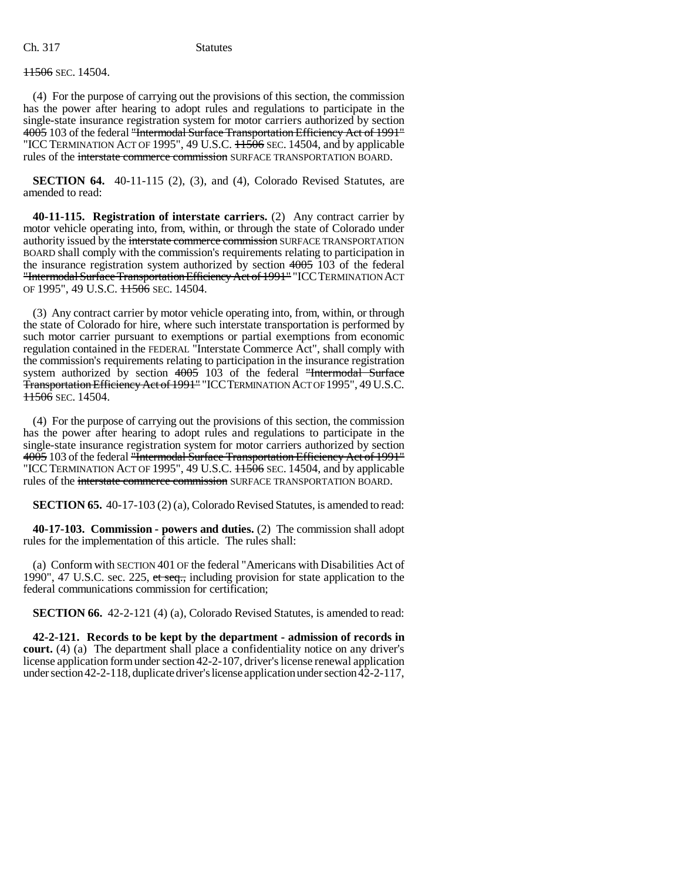11506 SEC. 14504.

(4) For the purpose of carrying out the provisions of this section, the commission has the power after hearing to adopt rules and regulations to participate in the single-state insurance registration system for motor carriers authorized by section ~~4005~~ 103 of the federal ~~"Intermodal Surface Transportation Efficiency Act of 1991"~~ "ICC TERMINATION ACT OF 1995", 49 U.S.C. ~~11506~~ SEC. 14504, and by applicable rules of the ~~interstate commerce commission~~ SURFACE TRANSPORTATION BOARD.

**SECTION 64.** 40-11-115 (2), (3), and (4), Colorado Revised Statutes, are amended to read:

**40-11-115. Registration of interstate carriers.** (2) Any contract carrier by motor vehicle operating into, from, within, or through the state of Colorado under authority issued by the ~~interstate commerce commission~~ SURFACE TRANSPORTATION BOARD shall comply with the commission's requirements relating to participation in the insurance registration system authorized by section ~~4005~~ 103 of the federal ~~"Intermodal Surface Transportation Efficiency Act of 1991"~~ "ICC TERMINATION ACT OF 1995", 49 U.S.C. ~~11506~~ SEC. 14504.

(3) Any contract carrier by motor vehicle operating into, from, within, or through the state of Colorado for hire, where such interstate transportation is performed by such motor carrier pursuant to exemptions or partial exemptions from economic regulation contained in the FEDERAL "Interstate Commerce Act", shall comply with the commission's requirements relating to participation in the insurance registration system authorized by section ~~4005~~ 103 of the federal ~~"Intermodal Surface Transportation Efficiency Act of 1991"~~ "ICC TERMINATION ACT OF 1995", 49 U.S.C. ~~11506~~ SEC. 14504.

(4) For the purpose of carrying out the provisions of this section, the commission has the power after hearing to adopt rules and regulations to participate in the single-state insurance registration system for motor carriers authorized by section ~~4005~~ 103 of the federal ~~"Intermodal Surface Transportation Efficiency Act of 1991"~~ "ICC TERMINATION ACT OF 1995", 49 U.S.C. ~~11506~~ SEC. 14504, and by applicable rules of the ~~interstate commerce commission~~ SURFACE TRANSPORTATION BOARD.

**SECTION 65.** 40-17-103 (2) (a), Colorado Revised Statutes, is amended to read:

**40-17-103. Commission - powers and duties.** (2) The commission shall adopt rules for the implementation of this article. The rules shall:

(a) Conform with SECTION 401 OF the federal "Americans with Disabilities Act of 1990", 47 U.S.C. sec. 225, ~~et seq.,~~ including provision for state application to the federal communications commission for certification;

**SECTION 66.** 42-2-121 (4) (a), Colorado Revised Statutes, is amended to read:

**42-2-121. Records to be kept by the department - admission of records in court.** (4) (a) The department shall place a confidentiality notice on any driver's license application form under section 42-2-107, driver's license renewal application under section 42-2-118, duplicate driver's license application under section 42-2-117,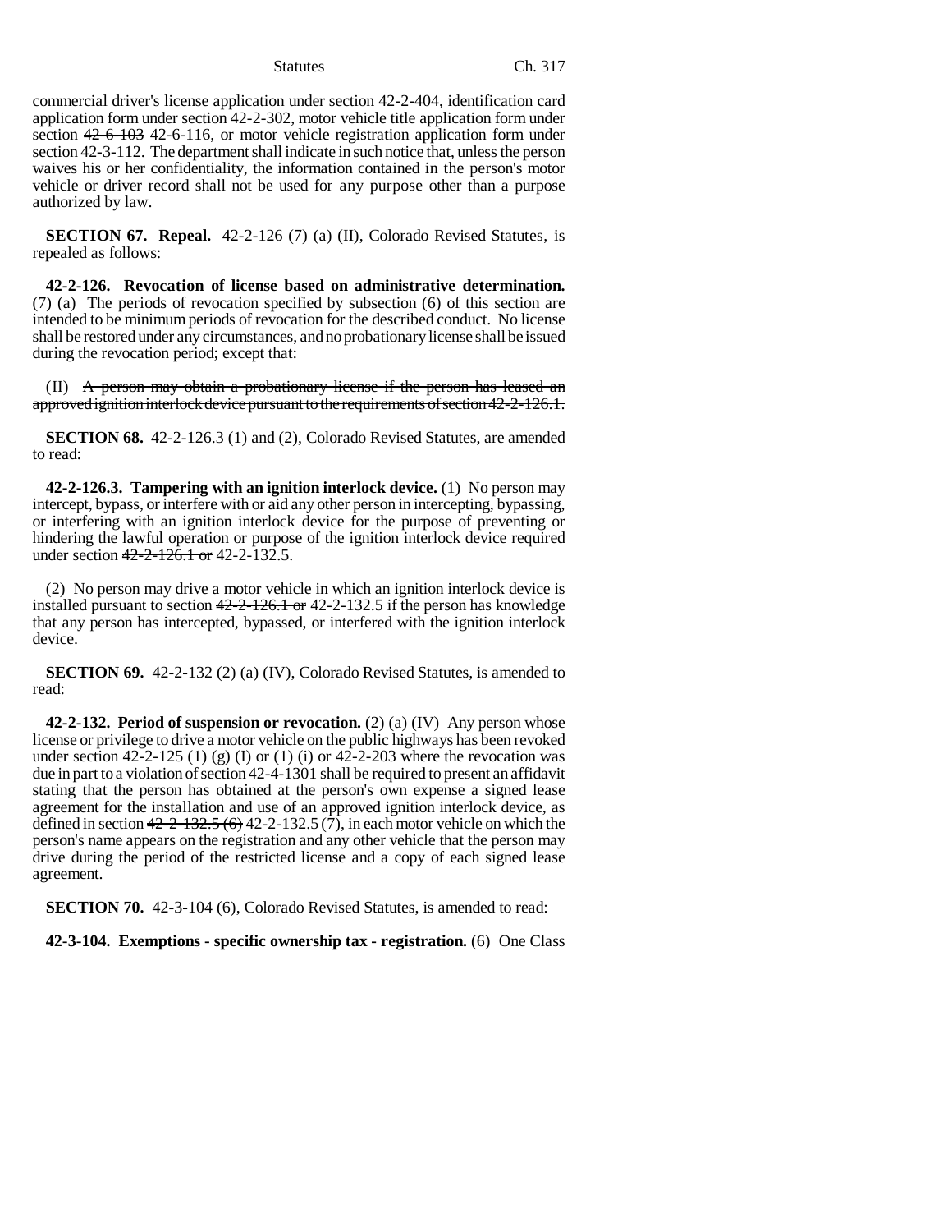commercial driver's license application under section 42-2-404, identification card application form under section 42-2-302, motor vehicle title application form under section ~~42-6-103~~ 42-6-116, or motor vehicle registration application form under section 42-3-112. The department shall indicate in such notice that, unless the person waives his or her confidentiality, the information contained in the person's motor vehicle or driver record shall not be used for any purpose other than a purpose authorized by law.

**SECTION 67. Repeal.** 42-2-126 (7) (a) (II), Colorado Revised Statutes, is repealed as follows:

**42-2-126. Revocation of license based on administrative determination.** (7) (a) The periods of revocation specified by subsection (6) of this section are intended to be minimum periods of revocation for the described conduct. No license shall be restored under any circumstances, and no probationary license shall be issued during the revocation period; except that:

(II) ~~A person may obtain a probationary license if the person has leased an approved ignition interlock device pursuant to the requirements of section 42-2-126.1.~~

**SECTION 68.** 42-2-126.3 (1) and (2), Colorado Revised Statutes, are amended to read:

**42-2-126.3. Tampering with an ignition interlock device.** (1) No person may intercept, bypass, or interfere with or aid any other person in intercepting, bypassing, or interfering with an ignition interlock device for the purpose of preventing or hindering the lawful operation or purpose of the ignition interlock device required under section ~~42-2-126.1 or~~ 42-2-132.5.

(2) No person may drive a motor vehicle in which an ignition interlock device is installed pursuant to section ~~42-2-126.1 or~~ 42-2-132.5 if the person has knowledge that any person has intercepted, bypassed, or interfered with the ignition interlock device.

**SECTION 69.** 42-2-132 (2) (a) (IV), Colorado Revised Statutes, is amended to read:

**42-2-132. Period of suspension or revocation.** (2) (a) (IV) Any person whose license or privilege to drive a motor vehicle on the public highways has been revoked under section 42-2-125 (1) (g) (I) or (1) (i) or 42-2-203 where the revocation was due in part to a violation of section 42-4-1301 shall be required to present an affidavit stating that the person has obtained at the person's own expense a signed lease agreement for the installation and use of an approved ignition interlock device, as defined in section ~~42-2-132.5 (6)~~ 42-2-132.5 (7), in each motor vehicle on which the person's name appears on the registration and any other vehicle that the person may drive during the period of the restricted license and a copy of each signed lease agreement.

**SECTION 70.** 42-3-104 (6), Colorado Revised Statutes, is amended to read:

**42-3-104. Exemptions - specific ownership tax - registration.** (6) One Class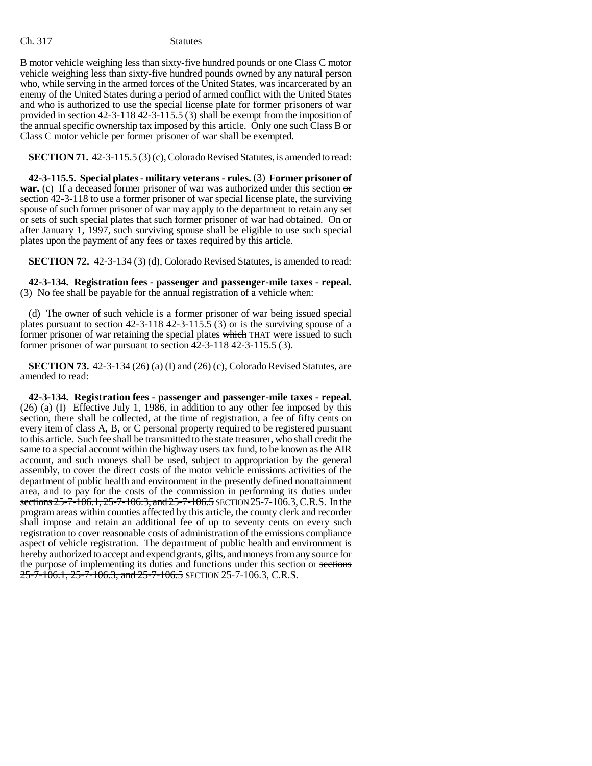B motor vehicle weighing less than sixty-five hundred pounds or one Class C motor vehicle weighing less than sixty-five hundred pounds owned by any natural person who, while serving in the armed forces of the United States, was incarcerated by an enemy of the United States during a period of armed conflict with the United States and who is authorized to use the special license plate for former prisoners of war provided in section ~~42-3-118~~ 42-3-115.5 (3) shall be exempt from the imposition of the annual specific ownership tax imposed by this article. Only one such Class B or Class C motor vehicle per former prisoner of war shall be exempted.

**SECTION 71.** 42-3-115.5 (3) (c), Colorado Revised Statutes, is amended to read:

**42-3-115.5. Special plates - military veterans - rules.** (3) **Former prisoner of war.** (c) If a deceased former prisoner of war was authorized under this section ~~or section 42-3-118~~ to use a former prisoner of war special license plate, the surviving spouse of such former prisoner of war may apply to the department to retain any set or sets of such special plates that such former prisoner of war had obtained. On or after January 1, 1997, such surviving spouse shall be eligible to use such special plates upon the payment of any fees or taxes required by this article.

**SECTION 72.** 42-3-134 (3) (d), Colorado Revised Statutes, is amended to read:

**42-3-134. Registration fees - passenger and passenger-mile taxes - repeal.** (3) No fee shall be payable for the annual registration of a vehicle when:

(d) The owner of such vehicle is a former prisoner of war being issued special plates pursuant to section ~~42-3-118~~ 42-3-115.5 (3) or is the surviving spouse of a former prisoner of war retaining the special plates ~~which~~ THAT were issued to such former prisoner of war pursuant to section ~~42-3-118~~ 42-3-115.5 (3).

**SECTION 73.** 42-3-134 (26) (a) (I) and (26) (c), Colorado Revised Statutes, are amended to read:

**42-3-134. Registration fees - passenger and passenger-mile taxes - repeal.** (26) (a) (I) Effective July 1, 1986, in addition to any other fee imposed by this section, there shall be collected, at the time of registration, a fee of fifty cents on every item of class A, B, or C personal property required to be registered pursuant to this article. Such fee shall be transmitted to the state treasurer, who shall credit the same to a special account within the highway users tax fund, to be known as the AIR account, and such moneys shall be used, subject to appropriation by the general assembly, to cover the direct costs of the motor vehicle emissions activities of the department of public health and environment in the presently defined nonattainment area, and to pay for the costs of the commission in performing its duties under ~~sections 25-7-106.1, 25-7-106.3, and 25-7-106.5~~ SECTION 25-7-106.3, C.R.S. In the program areas within counties affected by this article, the county clerk and recorder shall impose and retain an additional fee of up to seventy cents on every such registration to cover reasonable costs of administration of the emissions compliance aspect of vehicle registration. The department of public health and environment is hereby authorized to accept and expend grants, gifts, and moneys from any source for the purpose of implementing its duties and functions under this section or ~~sections 25-7-106.1, 25-7-106.3, and 25-7-106.5~~ SECTION 25-7-106.3, C.R.S.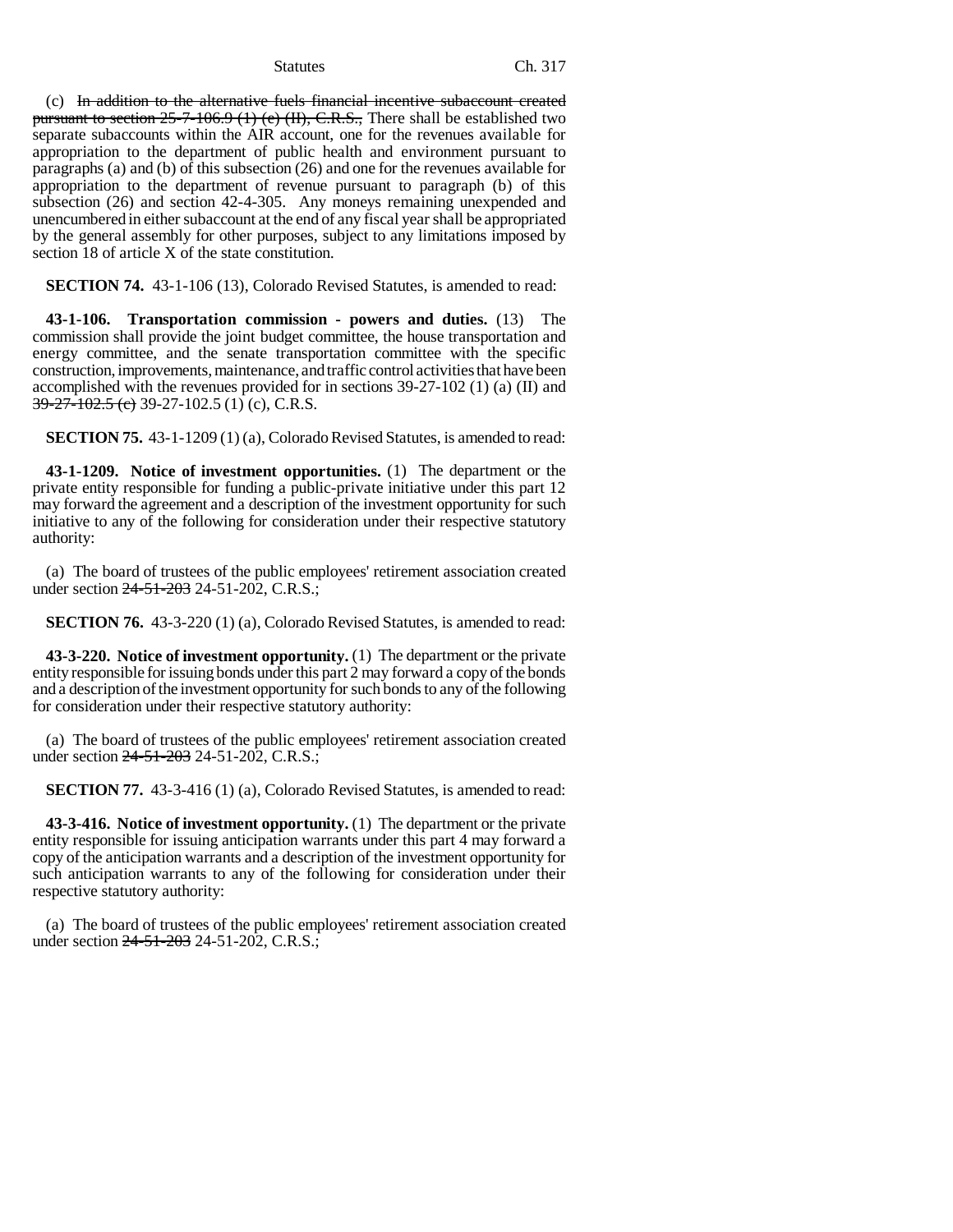(c) ~~In addition to the alternative fuels financial incentive subaccount created pursuant to section 25-7-106.9 (1) (c) (II), C.R.S.,~~ There shall be established two separate subaccounts within the AIR account, one for the revenues available for appropriation to the department of public health and environment pursuant to paragraphs (a) and (b) of this subsection (26) and one for the revenues available for appropriation to the department of revenue pursuant to paragraph (b) of this subsection (26) and section 42-4-305. Any moneys remaining unexpended and unencumbered in either subaccount at the end of any fiscal year shall be appropriated by the general assembly for other purposes, subject to any limitations imposed by section 18 of article X of the state constitution.

**SECTION 74.** 43-1-106 (13), Colorado Revised Statutes, is amended to read:

**43-1-106. Transportation commission - powers and duties.** (13) The commission shall provide the joint budget committee, the house transportation and energy committee, and the senate transportation committee with the specific construction, improvements, maintenance, and traffic control activities that have been accomplished with the revenues provided for in sections 39-27-102 (1) (a) (II) and ~~39-27-102.5 (c)~~ 39-27-102.5 (1) (c), C.R.S.

**SECTION 75.** 43-1-1209 (1) (a), Colorado Revised Statutes, is amended to read:

**43-1-1209. Notice of investment opportunities.** (1) The department or the private entity responsible for funding a public-private initiative under this part 12 may forward the agreement and a description of the investment opportunity for such initiative to any of the following for consideration under their respective statutory authority:

(a) The board of trustees of the public employees' retirement association created under section ~~24-51-203~~ 24-51-202, C.R.S.;

**SECTION 76.** 43-3-220 (1) (a), Colorado Revised Statutes, is amended to read:

**43-3-220. Notice of investment opportunity.** (1) The department or the private entity responsible for issuing bonds under this part 2 may forward a copy of the bonds and a description of the investment opportunity for such bonds to any of the following for consideration under their respective statutory authority:

(a) The board of trustees of the public employees' retirement association created under section ~~24-51-203~~ 24-51-202, C.R.S.;

**SECTION 77.** 43-3-416 (1) (a), Colorado Revised Statutes, is amended to read:

**43-3-416. Notice of investment opportunity.** (1) The department or the private entity responsible for issuing anticipation warrants under this part 4 may forward a copy of the anticipation warrants and a description of the investment opportunity for such anticipation warrants to any of the following for consideration under their respective statutory authority:

(a) The board of trustees of the public employees' retirement association created under section ~~24-51-203~~ 24-51-202, C.R.S.;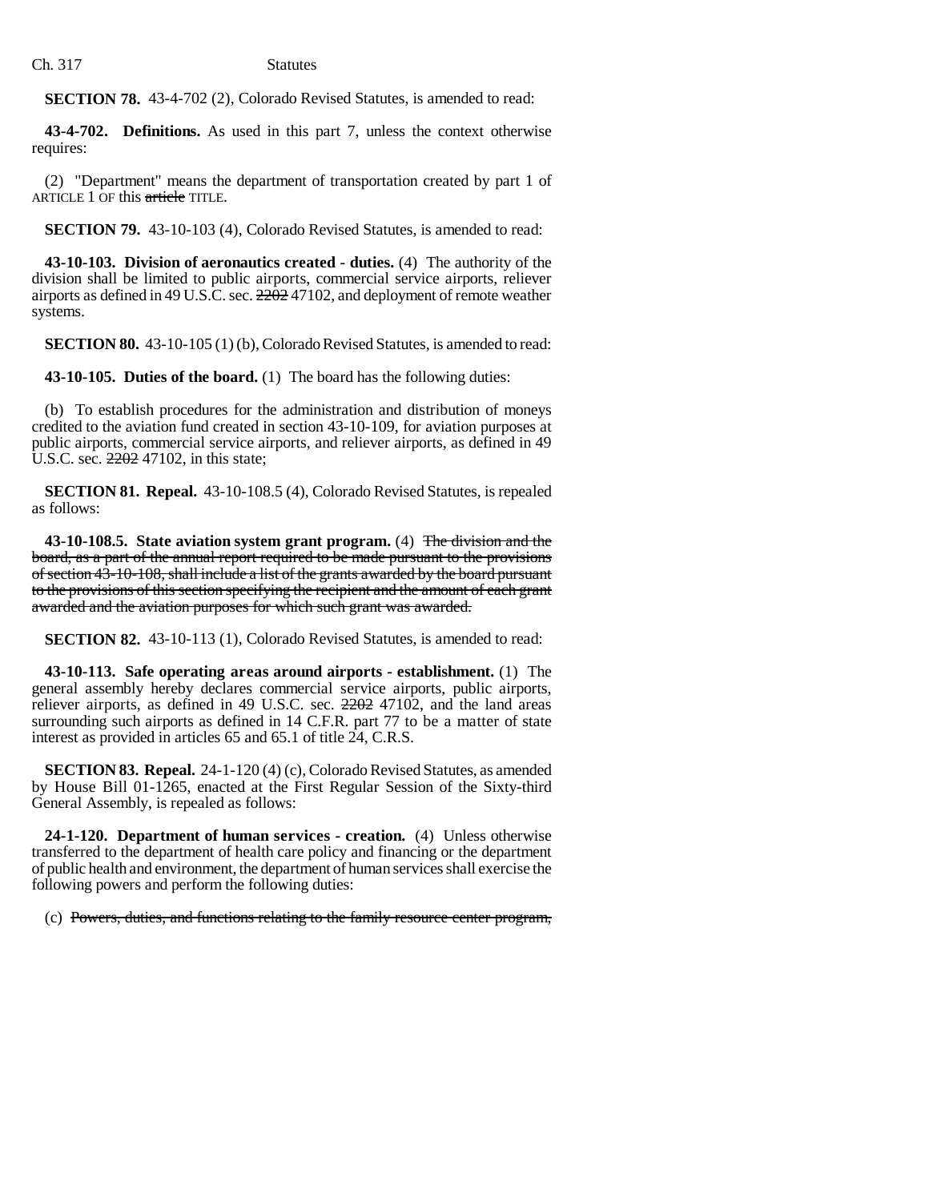**SECTION 78.** 43-4-702 (2), Colorado Revised Statutes, is amended to read:

**43-4-702. Definitions.** As used in this part 7, unless the context otherwise requires:

(2) "Department" means the department of transportation created by part 1 of ARTICLE 1 OF this ~~article~~ TITLE.

**SECTION 79.** 43-10-103 (4), Colorado Revised Statutes, is amended to read:

**43-10-103. Division of aeronautics created - duties.** (4) The authority of the division shall be limited to public airports, commercial service airports, reliever airports as defined in 49 U.S.C. sec. ~~2202~~ 47102, and deployment of remote weather systems.

**SECTION 80.** 43-10-105 (1) (b), Colorado Revised Statutes, is amended to read:

**43-10-105. Duties of the board.** (1) The board has the following duties:

(b) To establish procedures for the administration and distribution of moneys credited to the aviation fund created in section 43-10-109, for aviation purposes at public airports, commercial service airports, and reliever airports, as defined in 49 U.S.C. sec. ~~2202~~ 47102, in this state;

**SECTION 81. Repeal.** 43-10-108.5 (4), Colorado Revised Statutes, is repealed as follows:

**43-10-108.5. State aviation system grant program.** (4) ~~The division and the board, as a part of the annual report required to be made pursuant to the provisions of section 43-10-108, shall include a list of the grants awarded by the board pursuant to the provisions of this section specifying the recipient and the amount of each grant awarded and the aviation purposes for which such grant was awarded.~~

**SECTION 82.** 43-10-113 (1), Colorado Revised Statutes, is amended to read:

**43-10-113. Safe operating areas around airports - establishment.** (1) The general assembly hereby declares commercial service airports, public airports, reliever airports, as defined in 49 U.S.C. sec. ~~2202~~ 47102, and the land areas surrounding such airports as defined in 14 C.F.R. part 77 to be a matter of state interest as provided in articles 65 and 65.1 of title 24, C.R.S.

**SECTION 83. Repeal.** 24-1-120 (4) (c), Colorado Revised Statutes, as amended by House Bill 01-1265, enacted at the First Regular Session of the Sixty-third General Assembly, is repealed as follows:

**24-1-120. Department of human services - creation.** (4) Unless otherwise transferred to the department of health care policy and financing or the department of public health and environment, the department of human services shall exercise the following powers and perform the following duties:

(c) ~~Powers, duties, and functions relating to the family resource center program,~~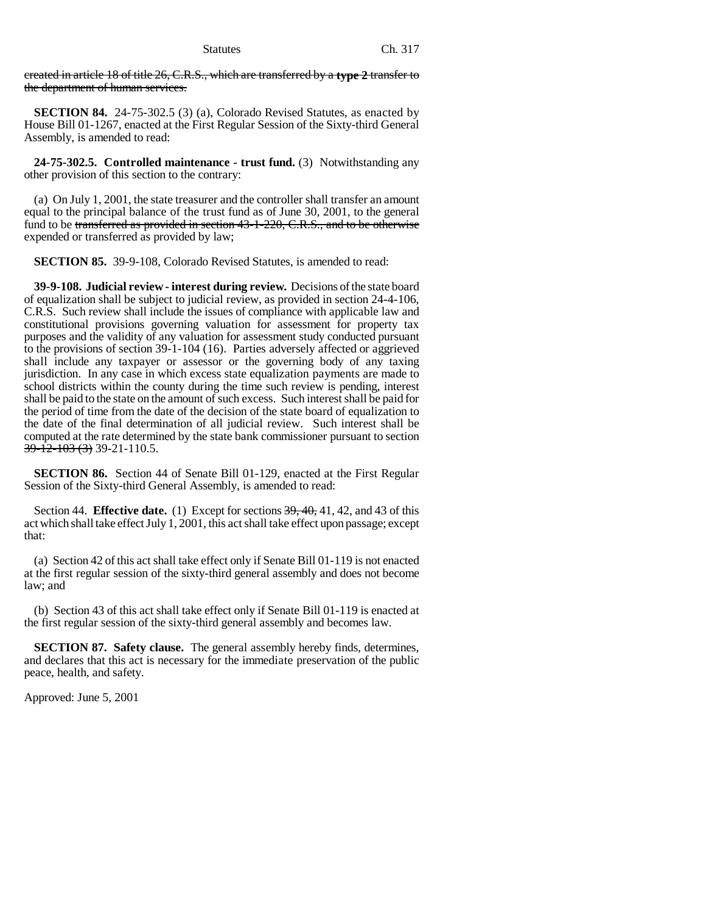~~created in article 18 of title 26, C.R.S., which are transferred by a **type 2** transfer to the department of human services.~~

**SECTION 84.** 24-75-302.5 (3) (a), Colorado Revised Statutes, as enacted by House Bill 01-1267, enacted at the First Regular Session of the Sixty-third General Assembly, is amended to read:

**24-75-302.5. Controlled maintenance - trust fund.** (3) Notwithstanding any other provision of this section to the contrary:

(a) On July 1, 2001, the state treasurer and the controller shall transfer an amount equal to the principal balance of the trust fund as of June 30, 2001, to the general fund to be ~~transferred as provided in section 43-1-220, C.R.S., and to be otherwise~~ expended or transferred as provided by law;

**SECTION 85.** 39-9-108, Colorado Revised Statutes, is amended to read:

**39-9-108. Judicial review - interest during review.** Decisions of the state board of equalization shall be subject to judicial review, as provided in section 24-4-106, C.R.S. Such review shall include the issues of compliance with applicable law and constitutional provisions governing valuation for assessment for property tax purposes and the validity of any valuation for assessment study conducted pursuant to the provisions of section 39-1-104 (16). Parties adversely affected or aggrieved shall include any taxpayer or assessor or the governing body of any taxing jurisdiction. In any case in which excess state equalization payments are made to school districts within the county during the time such review is pending, interest shall be paid to the state on the amount of such excess. Such interest shall be paid for the period of time from the date of the decision of the state board of equalization to the date of the final determination of all judicial review. Such interest shall be computed at the rate determined by the state bank commissioner pursuant to section ~~39-12-103 (3)~~ 39-21-110.5.

**SECTION 86.** Section 44 of Senate Bill 01-129, enacted at the First Regular Session of the Sixty-third General Assembly, is amended to read:

Section 44. **Effective date.** (1) Except for sections ~~39, 40,~~ 41, 42, and 43 of this act which shall take effect July 1, 2001, this act shall take effect upon passage; except that:

(a) Section 42 of this act shall take effect only if Senate Bill 01-119 is not enacted at the first regular session of the sixty-third general assembly and does not become law; and

(b) Section 43 of this act shall take effect only if Senate Bill 01-119 is enacted at the first regular session of the sixty-third general assembly and becomes law.

**SECTION 87. Safety clause.** The general assembly hereby finds, determines, and declares that this act is necessary for the immediate preservation of the public peace, health, and safety.

Approved: June 5, 2001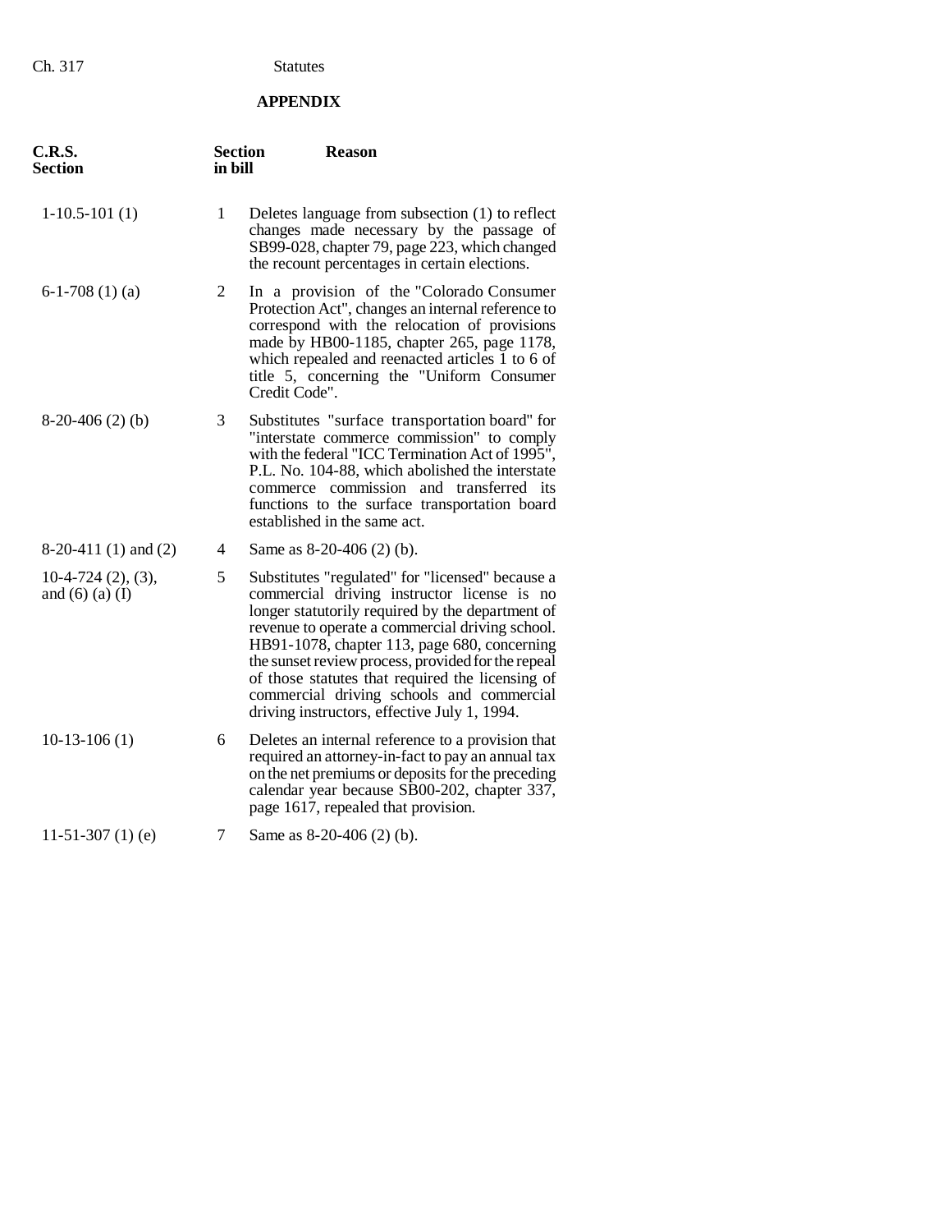## APPENDIX

| C.R.S. Section | Section in bill | Reason |
|---|---|---|
| 1-10.5-101 (1) | 1 | Deletes language from subsection (1) to reflect changes made necessary by the passage of SB99-028, chapter 79, page 223, which changed the recount percentages in certain elections. |
| 6-1-708 (1) (a) | 2 | In a provision of the "Colorado Consumer Protection Act", changes an internal reference to correspond with the relocation of provisions made by HB00-1185, chapter 265, page 1178, which repealed and reenacted articles 1 to 6 of title 5, concerning the "Uniform Consumer Credit Code". |
| 8-20-406 (2) (b) | 3 | Substitutes "surface transportation board" for "interstate commerce commission" to comply with the federal "ICC Termination Act of 1995", P.L. No. 104-88, which abolished the interstate commerce commission and transferred its functions to the surface transportation board established in the same act. |
| 8-20-411 (1) and (2) | 4 | Same as 8-20-406 (2) (b). |
| 10-4-724 (2), (3), and (6) (a) (I) | 5 | Substitutes "regulated" for "licensed" because a commercial driving instructor license is no longer statutorily required by the department of revenue to operate a commercial driving school. HB91-1078, chapter 113, page 680, concerning the sunset review process, provided for the repeal of those statutes that required the licensing of commercial driving schools and commercial driving instructors, effective July 1, 1994. |
| 10-13-106 (1) | 6 | Deletes an internal reference to a provision that required an attorney-in-fact to pay an annual tax on the net premiums or deposits for the preceding calendar year because SB00-202, chapter 337, page 1617, repealed that provision. |
| 11-51-307 (1) (e) | 7 | Same as 8-20-406 (2) (b). |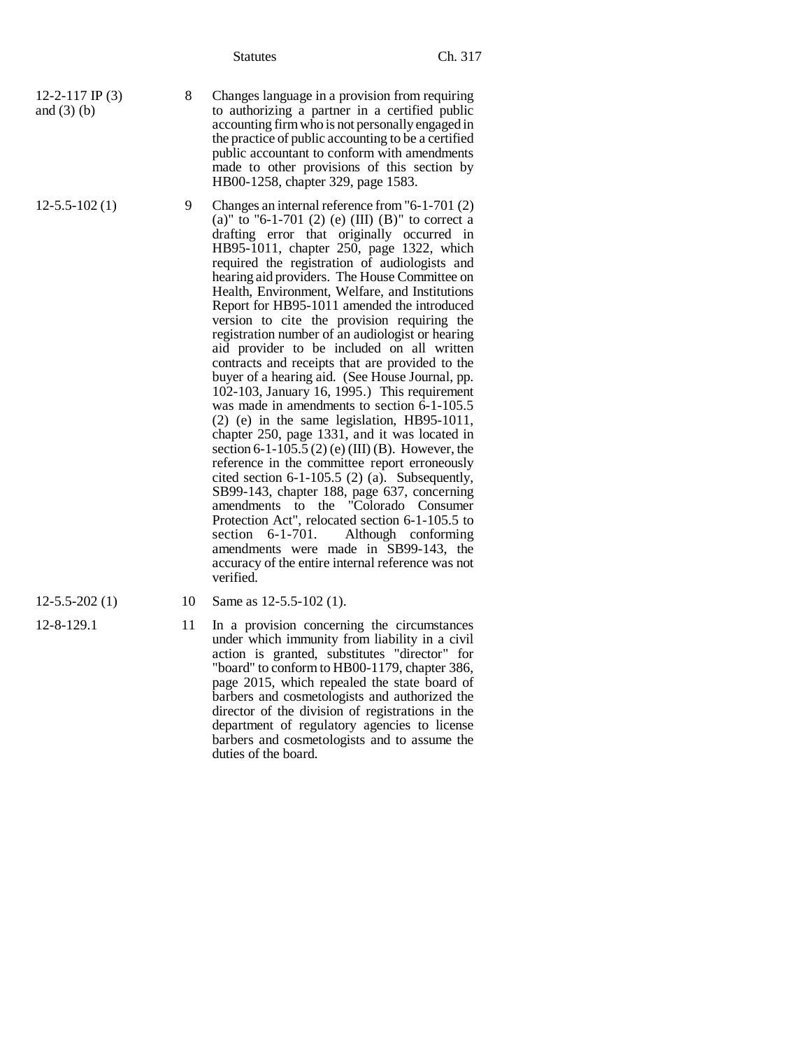| | | |
|---|---|---|
| 12-2-117 IP (3) and (3) (b) | 8 | Changes language in a provision from requiring to authorizing a partner in a certified public accounting firm who is not personally engaged in the practice of public accounting to be a certified public accountant to conform with amendments made to other provisions of this section by HB00-1258, chapter 329, page 1583. |
| 12-5.5-102 (1) | 9 | Changes an internal reference from "6-1-701 (2) (a)" to "6-1-701 (2) (e) (III) (B)" to correct a drafting error that originally occurred in HB95-1011, chapter 250, page 1322, which required the registration of audiologists and hearing aid providers. The House Committee on Health, Environment, Welfare, and Institutions Report for HB95-1011 amended the introduced version to cite the provision requiring the registration number of an audiologist or hearing aid provider to be included on all written contracts and receipts that are provided to the buyer of a hearing aid. (See House Journal, pp. 102-103, January 16, 1995.) This requirement was made in amendments to section 6-1-105.5 (2) (e) in the same legislation, HB95-1011, chapter 250, page 1331, and it was located in section 6-1-105.5 (2) (e) (III) (B). However, the reference in the committee report erroneously cited section 6-1-105.5 (2) (a). Subsequently, SB99-143, chapter 188, page 637, concerning amendments to the "Colorado Consumer Protection Act", relocated section 6-1-105.5 to section 6-1-701. Although conforming amendments were made in SB99-143, the accuracy of the entire internal reference was not verified. |
| 12-5.5-202 (1) | 10 | Same as 12-5.5-102 (1). |
| 12-8-129.1 | 11 | In a provision concerning the circumstances under which immunity from liability in a civil action is granted, substitutes "director" for "board" to conform to HB00-1179, chapter 386, page 2015, which repealed the state board of barbers and cosmetologists and authorized the director of the division of registrations in the department of regulatory agencies to license barbers and cosmetologists and to assume the duties of the board. |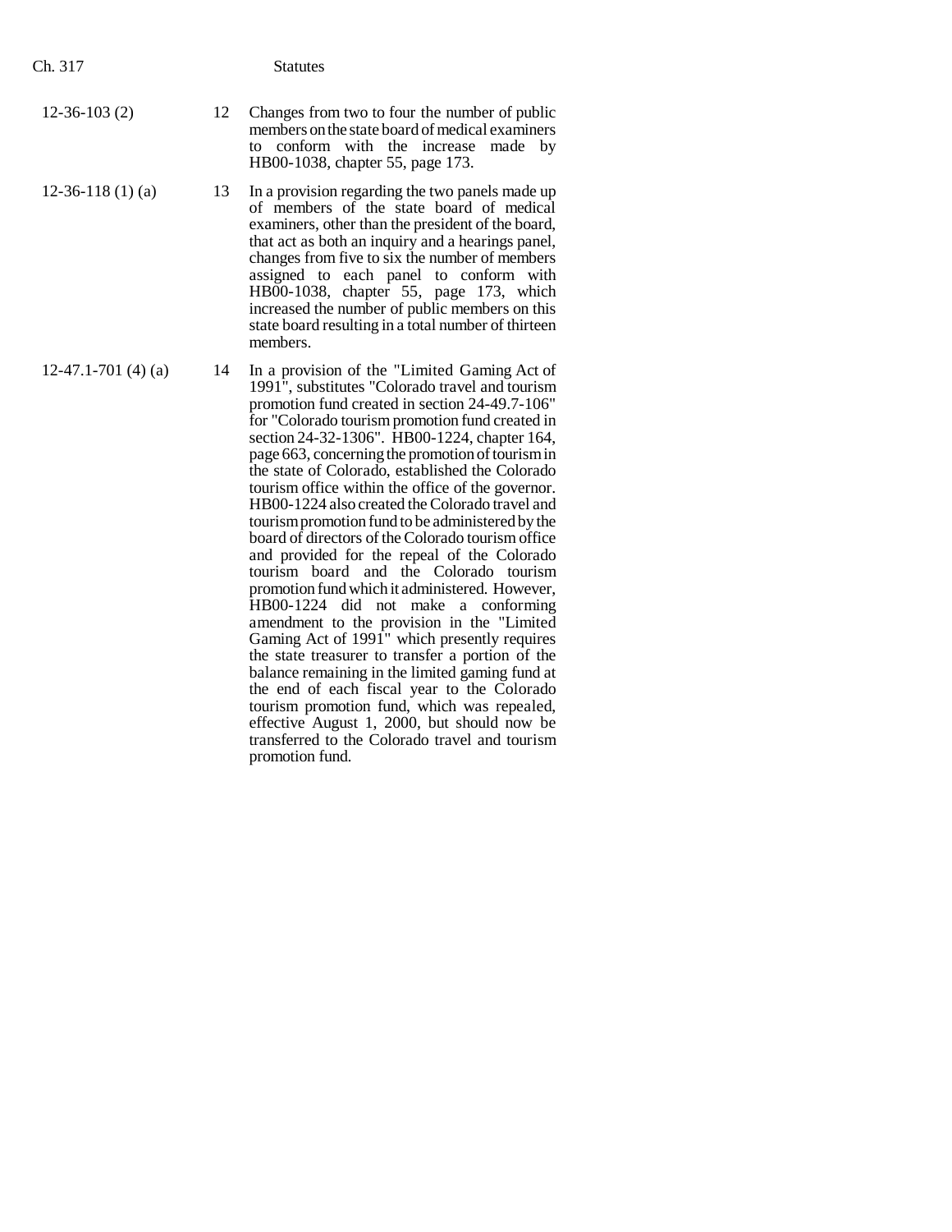| | | |
|---|---|---|
| 12-36-103 (2) | 12 | Changes from two to four the number of public members on the state board of medical examiners to conform with the increase made by HB00-1038, chapter 55, page 173. |
| 12-36-118 (1) (a) | 13 | In a provision regarding the two panels made up of members of the state board of medical examiners, other than the president of the board, that act as both an inquiry and a hearings panel, changes from five to six the number of members assigned to each panel to conform with HB00-1038, chapter 55, page 173, which increased the number of public members on this state board resulting in a total number of thirteen members. |
| 12-47.1-701 (4) (a) | 14 | In a provision of the "Limited Gaming Act of 1991", substitutes "Colorado travel and tourism promotion fund created in section 24-49.7-106" for "Colorado tourism promotion fund created in section 24-32-1306". HB00-1224, chapter 164, page 663, concerning the promotion of tourism in the state of Colorado, established the Colorado tourism office within the office of the governor. HB00-1224 also created the Colorado travel and tourism promotion fund to be administered by the board of directors of the Colorado tourism office and provided for the repeal of the Colorado tourism board and the Colorado tourism promotion fund which it administered. However, HB00-1224 did not make a conforming amendment to the provision in the "Limited Gaming Act of 1991" which presently requires the state treasurer to transfer a portion of the balance remaining in the limited gaming fund at the end of each fiscal year to the Colorado tourism promotion fund, which was repealed, effective August 1, 2000, but should now be transferred to the Colorado travel and tourism promotion fund. |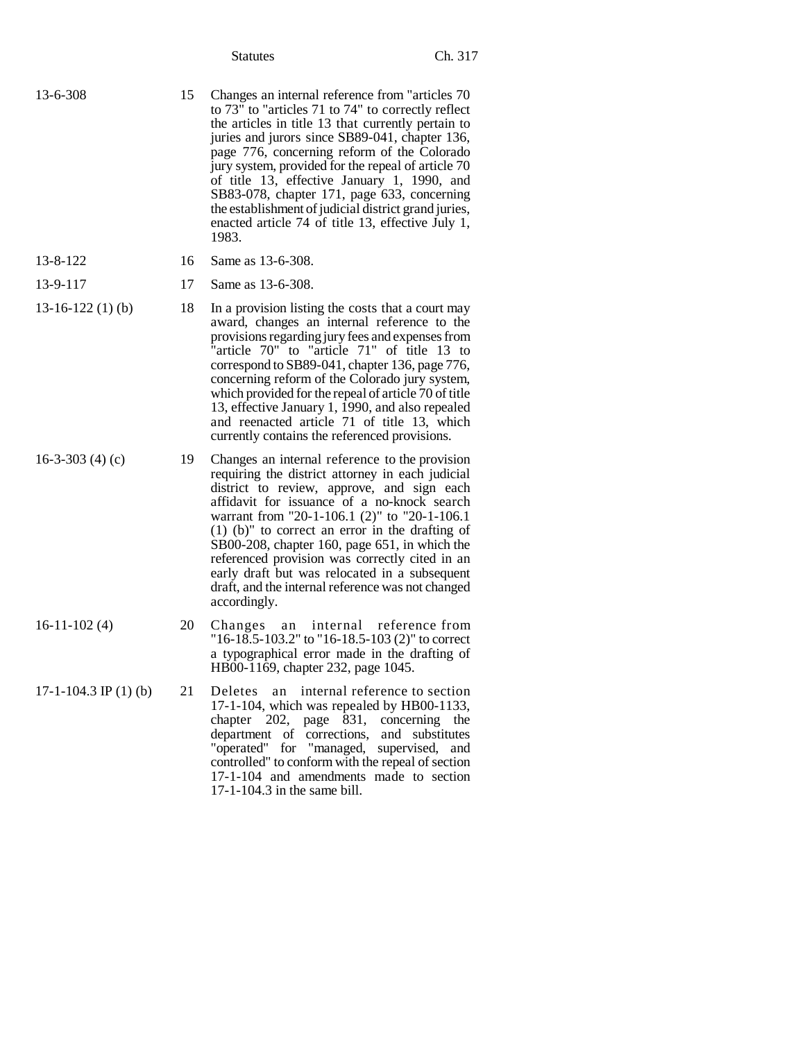| | | |
|---|---|---|
| 13-6-308 | 15 | Changes an internal reference from "articles 70 to 73" to "articles 71 to 74" to correctly reflect the articles in title 13 that currently pertain to juries and jurors since SB89-041, chapter 136, page 776, concerning reform of the Colorado jury system, provided for the repeal of article 70 of title 13, effective January 1, 1990, and SB83-078, chapter 171, page 633, concerning the establishment of judicial district grand juries, enacted article 74 of title 13, effective July 1, 1983. |
| 13-8-122 | 16 | Same as 13-6-308. |
| 13-9-117 | 17 | Same as 13-6-308. |
| 13-16-122 (1) (b) | 18 | In a provision listing the costs that a court may award, changes an internal reference to the provisions regarding jury fees and expenses from "article 70" to "article 71" of title 13 to correspond to SB89-041, chapter 136, page 776, concerning reform of the Colorado jury system, which provided for the repeal of article 70 of title 13, effective January 1, 1990, and also repealed and reenacted article 71 of title 13, which currently contains the referenced provisions. |
| 16-3-303 (4) (c) | 19 | Changes an internal reference to the provision requiring the district attorney in each judicial district to review, approve, and sign each affidavit for issuance of a no-knock search warrant from "20-1-106.1 (2)" to "20-1-106.1 (1) (b)" to correct an error in the drafting of SB00-208, chapter 160, page 651, in which the referenced provision was correctly cited in an early draft but was relocated in a subsequent draft, and the internal reference was not changed accordingly. |
| 16-11-102 (4) | 20 | Changes an internal reference from "16-18.5-103.2" to "16-18.5-103 (2)" to correct a typographical error made in the drafting of HB00-1169, chapter 232, page 1045. |
| 17-1-104.3 IP (1) (b) | 21 | Deletes an internal reference to section 17-1-104, which was repealed by HB00-1133, chapter 202, page 831, concerning the department of corrections, and substitutes "operated" for "managed, supervised, and controlled" to conform with the repeal of section 17-1-104 and amendments made to section 17-1-104.3 in the same bill. |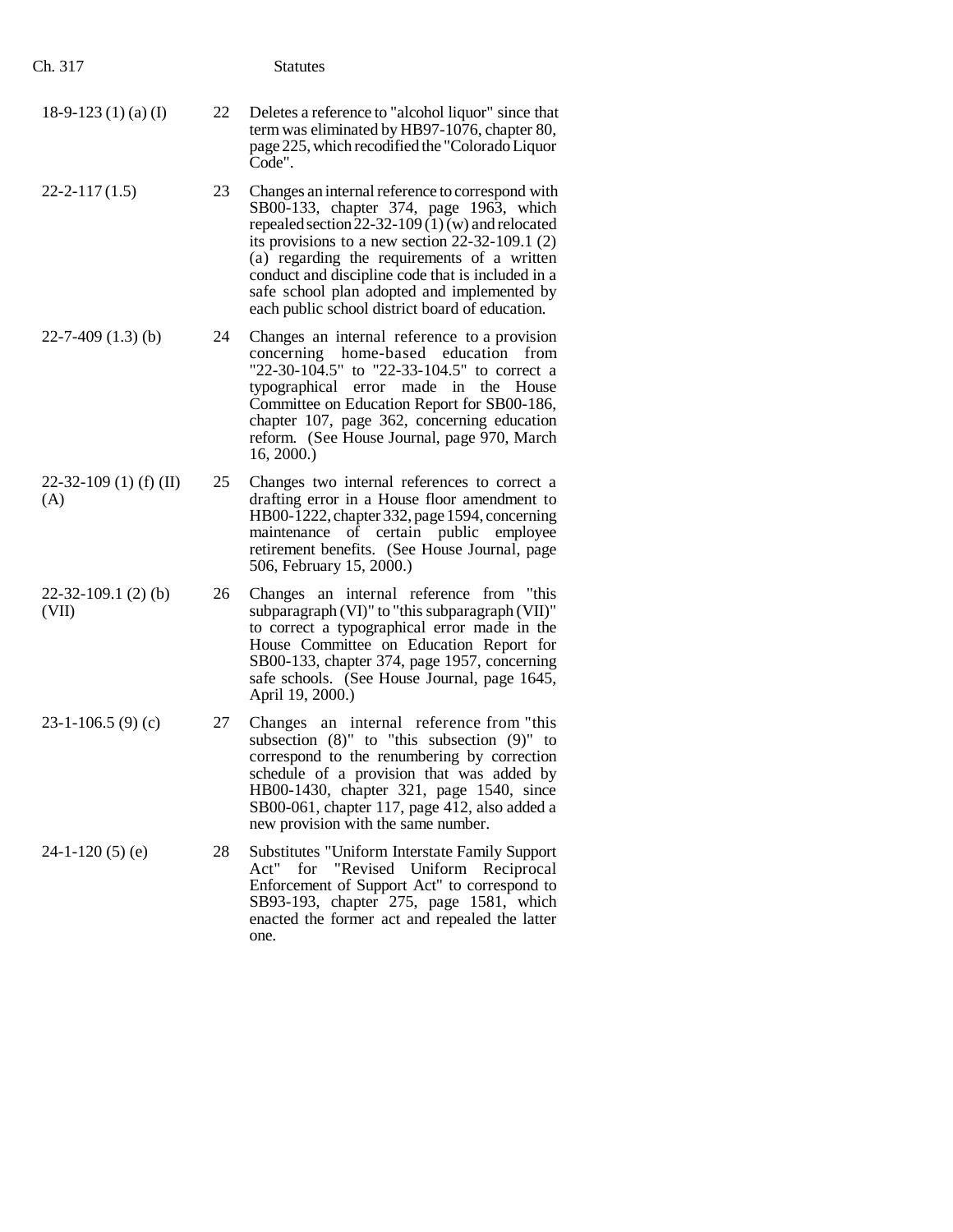| | | |
|---|---|---|
| 18-9-123 (1) (a) (I) | 22 | Deletes a reference to "alcohol liquor" since that term was eliminated by HB97-1076, chapter 80, page 225, which recodified the "Colorado Liquor Code". |
| 22-2-117 (1.5) | 23 | Changes an internal reference to correspond with SB00-133, chapter 374, page 1963, which repealed section 22-32-109 (1) (w) and relocated its provisions to a new section 22-32-109.1 (2) (a) regarding the requirements of a written conduct and discipline code that is included in a safe school plan adopted and implemented by each public school district board of education. |
| 22-7-409 (1.3) (b) | 24 | Changes an internal reference to a provision concerning home-based education from "22-30-104.5" to "22-33-104.5" to correct a typographical error made in the House Committee on Education Report for SB00-186, chapter 107, page 362, concerning education reform. (See House Journal, page 970, March 16, 2000.) |
| 22-32-109 (1) (f) (II) (A) | 25 | Changes two internal references to correct a drafting error in a House floor amendment to HB00-1222, chapter 332, page 1594, concerning maintenance of certain public employee retirement benefits. (See House Journal, page 506, February 15, 2000.) |
| 22-32-109.1 (2) (b) (VII) | 26 | Changes an internal reference from "this subparagraph (VI)" to "this subparagraph (VII)" to correct a typographical error made in the House Committee on Education Report for SB00-133, chapter 374, page 1957, concerning safe schools. (See House Journal, page 1645, April 19, 2000.) |
| 23-1-106.5 (9) (c) | 27 | Changes an internal reference from "this subsection (8)" to "this subsection (9)" to correspond to the renumbering by correction schedule of a provision that was added by HB00-1430, chapter 321, page 1540, since SB00-061, chapter 117, page 412, also added a new provision with the same number. |
| 24-1-120 (5) (e) | 28 | Substitutes "Uniform Interstate Family Support Act" for "Revised Uniform Reciprocal Enforcement of Support Act" to correspond to SB93-193, chapter 275, page 1581, which enacted the former act and repealed the latter one. |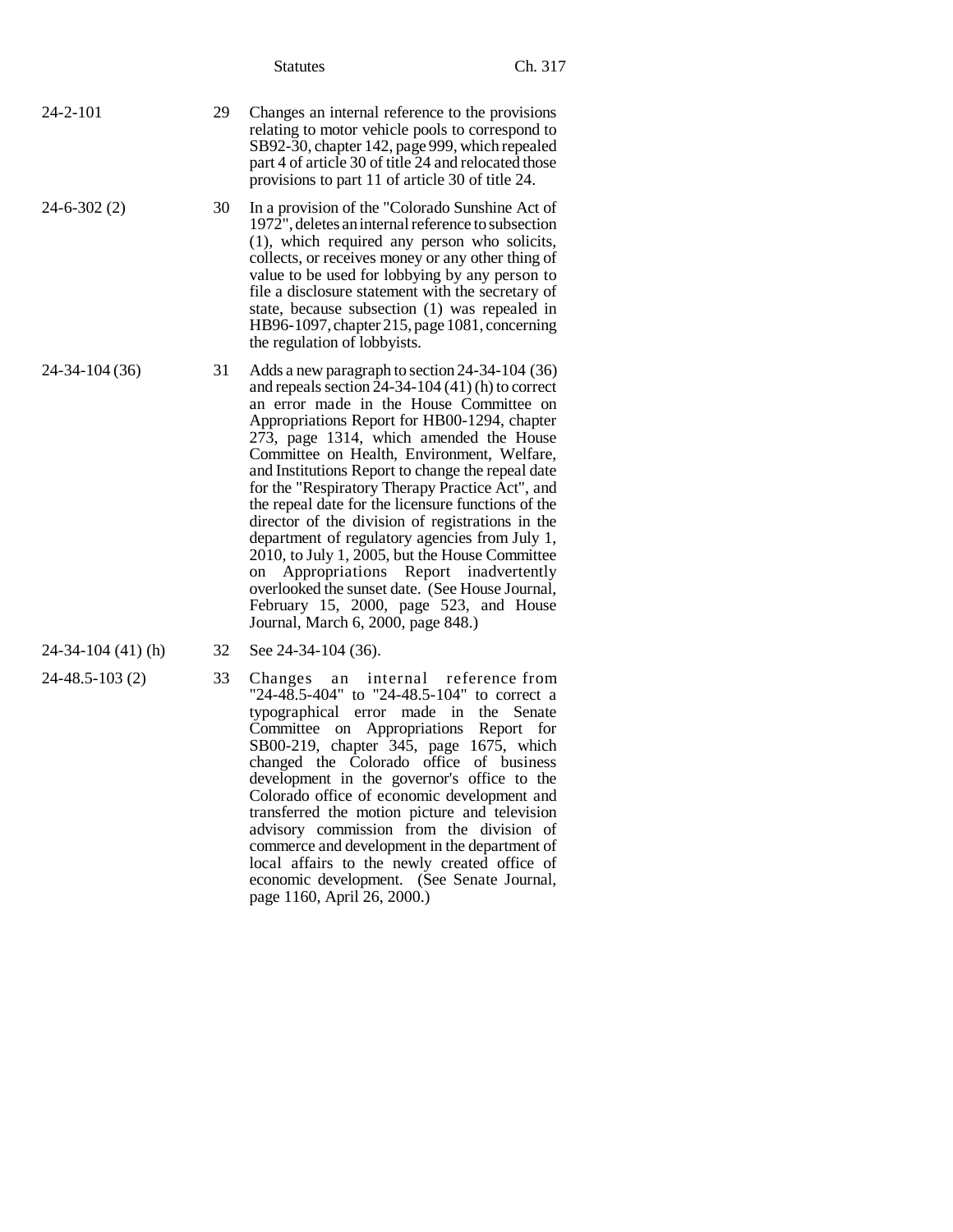| | | |
|---|---|---|
| 24-2-101 | 29 | Changes an internal reference to the provisions relating to motor vehicle pools to correspond to SB92-30, chapter 142, page 999, which repealed part 4 of article 30 of title 24 and relocated those provisions to part 11 of article 30 of title 24. |
| 24-6-302 (2) | 30 | In a provision of the "Colorado Sunshine Act of 1972", deletes an internal reference to subsection (1), which required any person who solicits, collects, or receives money or any other thing of value to be used for lobbying by any person to file a disclosure statement with the secretary of state, because subsection (1) was repealed in HB96-1097, chapter 215, page 1081, concerning the regulation of lobbyists. |
| 24-34-104 (36) | 31 | Adds a new paragraph to section 24-34-104 (36) and repeals section 24-34-104 (41) (h) to correct an error made in the House Committee on Appropriations Report for HB00-1294, chapter 273, page 1314, which amended the House Committee on Health, Environment, Welfare, and Institutions Report to change the repeal date for the "Respiratory Therapy Practice Act", and the repeal date for the licensure functions of the director of the division of registrations in the department of regulatory agencies from July 1, 2010, to July 1, 2005, but the House Committee on Appropriations Report inadvertently overlooked the sunset date. (See House Journal, February 15, 2000, page 523, and House Journal, March 6, 2000, page 848.) |
| 24-34-104 (41) (h) | 32 | See 24-34-104 (36). |
| 24-48.5-103 (2) | 33 | Changes an internal reference from "24-48.5-404" to "24-48.5-104" to correct a typographical error made in the Senate Committee on Appropriations Report for SB00-219, chapter 345, page 1675, which changed the Colorado office of business development in the governor's office to the Colorado office of economic development and transferred the motion picture and television advisory commission from the division of commerce and development in the department of local affairs to the newly created office of economic development. (See Senate Journal, page 1160, April 26, 2000.) |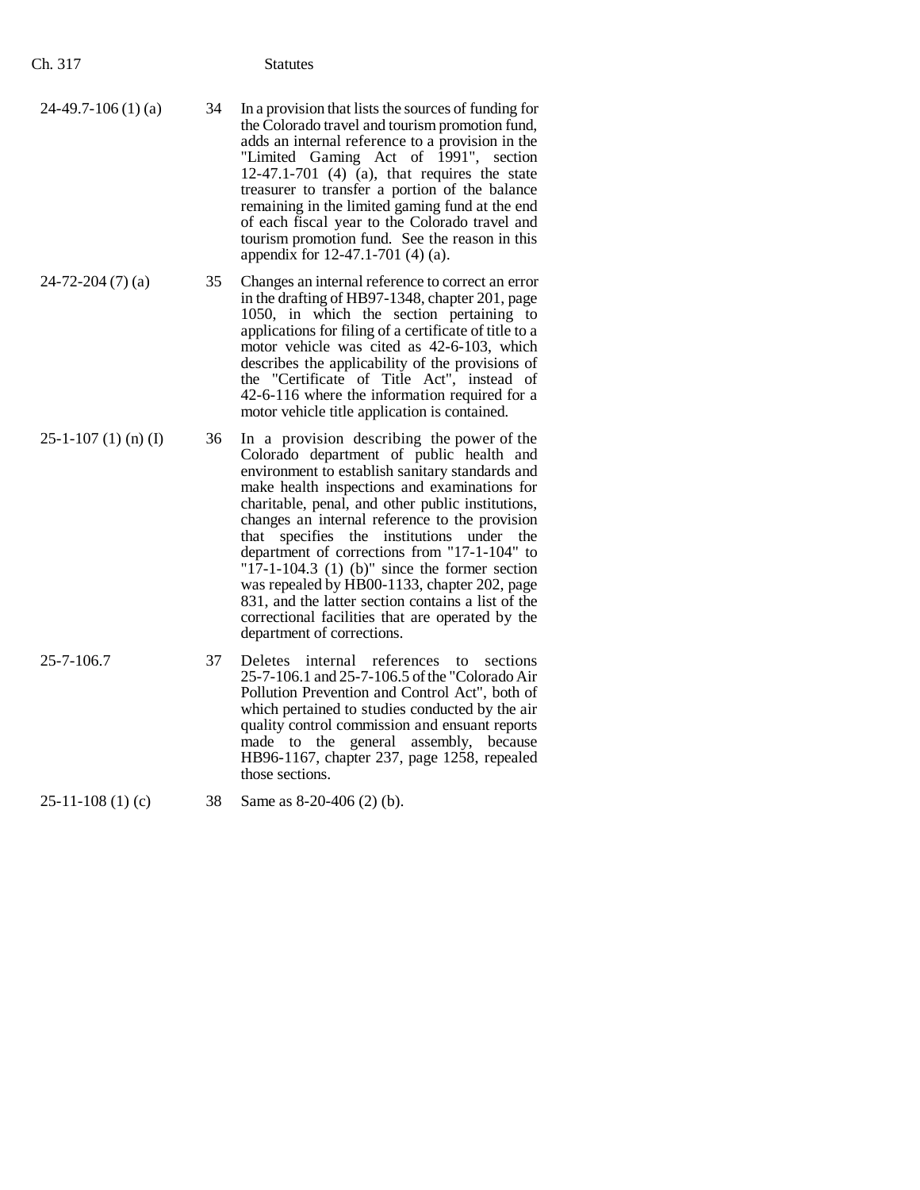| | | |
|---|---|---|
| 24-49.7-106 (1) (a) | 34 | In a provision that lists the sources of funding for the Colorado travel and tourism promotion fund, adds an internal reference to a provision in the "Limited Gaming Act of 1991", section 12-47.1-701 (4) (a), that requires the state treasurer to transfer a portion of the balance remaining in the limited gaming fund at the end of each fiscal year to the Colorado travel and tourism promotion fund. See the reason in this appendix for 12-47.1-701 (4) (a). |
| 24-72-204 (7) (a) | 35 | Changes an internal reference to correct an error in the drafting of HB97-1348, chapter 201, page 1050, in which the section pertaining to applications for filing of a certificate of title to a motor vehicle was cited as 42-6-103, which describes the applicability of the provisions of the "Certificate of Title Act", instead of 42-6-116 where the information required for a motor vehicle title application is contained. |
| 25-1-107 (1) (n) (I) | 36 | In a provision describing the power of the Colorado department of public health and environment to establish sanitary standards and make health inspections and examinations for charitable, penal, and other public institutions, changes an internal reference to the provision that specifies the institutions under the department of corrections from "17-1-104" to "17-1-104.3 (1) (b)" since the former section was repealed by HB00-1133, chapter 202, page 831, and the latter section contains a list of the correctional facilities that are operated by the department of corrections. |
| 25-7-106.7 | 37 | Deletes internal references to sections 25-7-106.1 and 25-7-106.5 of the "Colorado Air Pollution Prevention and Control Act", both of which pertained to studies conducted by the air quality control commission and ensuant reports made to the general assembly, because HB96-1167, chapter 237, page 1258, repealed those sections. |
| 25-11-108 (1) (c) | 38 | Same as 8-20-406 (2) (b). |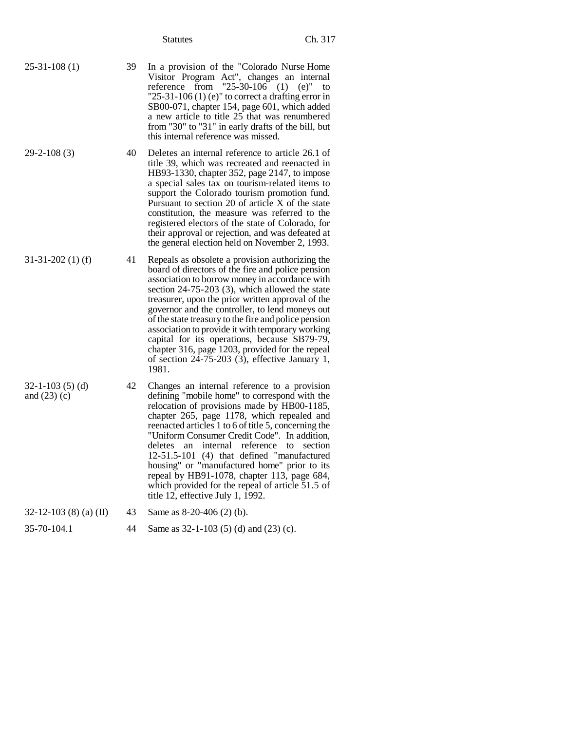| | | |
|---|---|---|
| 25-31-108 (1) | 39 | In a provision of the "Colorado Nurse Home Visitor Program Act", changes an internal reference from "25-30-106 (1) (e)" to "25-31-106 (1) (e)" to correct a drafting error in SB00-071, chapter 154, page 601, which added a new article to title 25 that was renumbered from "30" to "31" in early drafts of the bill, but this internal reference was missed. |
| 29-2-108 (3) | 40 | Deletes an internal reference to article 26.1 of title 39, which was recreated and reenacted in HB93-1330, chapter 352, page 2147, to impose a special sales tax on tourism-related items to support the Colorado tourism promotion fund. Pursuant to section 20 of article X of the state constitution, the measure was referred to the registered electors of the state of Colorado, for their approval or rejection, and was defeated at the general election held on November 2, 1993. |
| 31-31-202 (1) (f) | 41 | Repeals as obsolete a provision authorizing the board of directors of the fire and police pension association to borrow money in accordance with section 24-75-203 (3), which allowed the state treasurer, upon the prior written approval of the governor and the controller, to lend moneys out of the state treasury to the fire and police pension association to provide it with temporary working capital for its operations, because SB79-79, chapter 316, page 1203, provided for the repeal of section 24-75-203 (3), effective January 1, 1981. |
| 32-1-103 (5) (d) and (23) (c) | 42 | Changes an internal reference to a provision defining "mobile home" to correspond with the relocation of provisions made by HB00-1185, chapter 265, page 1178, which repealed and reenacted articles 1 to 6 of title 5, concerning the "Uniform Consumer Credit Code". In addition, deletes an internal reference to section 12-51.5-101 (4) that defined "manufactured housing" or "manufactured home" prior to its repeal by HB91-1078, chapter 113, page 684, which provided for the repeal of article 51.5 of title 12, effective July 1, 1992. |
| 32-12-103 (8) (a) (II) | 43 | Same as 8-20-406 (2) (b). |
| 35-70-104.1 | 44 | Same as 32-1-103 (5) (d) and (23) (c). |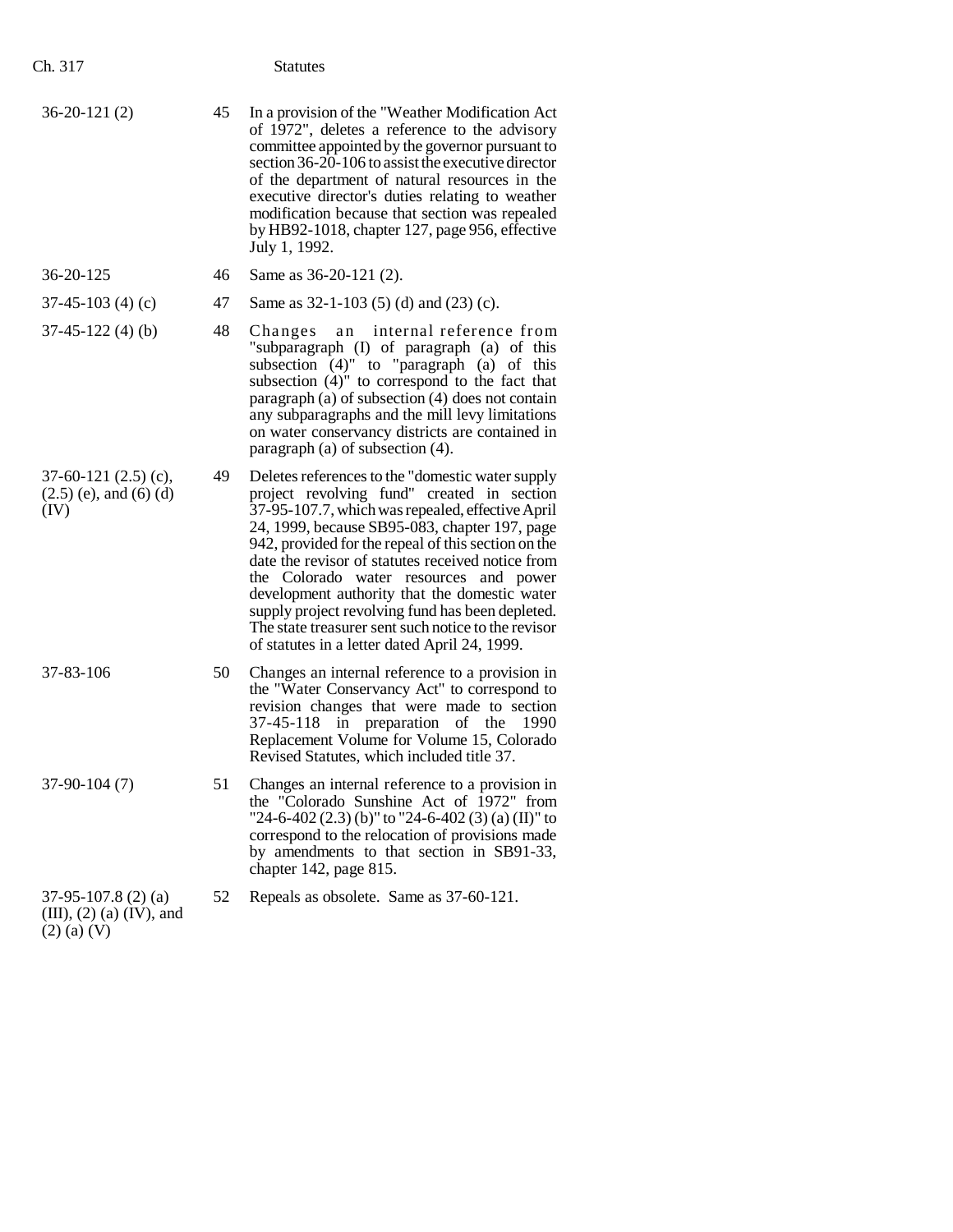| | | |
|---|---|---|
| 36-20-121 (2) | 45 | In a provision of the "Weather Modification Act of 1972", deletes a reference to the advisory committee appointed by the governor pursuant to section 36-20-106 to assist the executive director of the department of natural resources in the executive director's duties relating to weather modification because that section was repealed by HB92-1018, chapter 127, page 956, effective July 1, 1992. |
| 36-20-125 | 46 | Same as 36-20-121 (2). |
| 37-45-103 (4) (c) | 47 | Same as 32-1-103 (5) (d) and (23) (c). |
| 37-45-122 (4) (b) | 48 | Changes an internal reference from "subparagraph (I) of paragraph (a) of this subsection (4)" to "paragraph (a) of this subsection (4)" to correspond to the fact that paragraph (a) of subsection (4) does not contain any subparagraphs and the mill levy limitations on water conservancy districts are contained in paragraph (a) of subsection (4). |
| 37-60-121 (2.5) (c), (2.5) (e), and (6) (d) (IV) | 49 | Deletes references to the "domestic water supply project revolving fund" created in section 37-95-107.7, which was repealed, effective April 24, 1999, because SB95-083, chapter 197, page 942, provided for the repeal of this section on the date the revisor of statutes received notice from the Colorado water resources and power development authority that the domestic water supply project revolving fund has been depleted. The state treasurer sent such notice to the revisor of statutes in a letter dated April 24, 1999. |
| 37-83-106 | 50 | Changes an internal reference to a provision in the "Water Conservancy Act" to correspond to revision changes that were made to section 37-45-118 in preparation of the 1990 Replacement Volume for Volume 15, Colorado Revised Statutes, which included title 37. |
| 37-90-104 (7) | 51 | Changes an internal reference to a provision in the "Colorado Sunshine Act of 1972" from "24-6-402 (2.3) (b)" to "24-6-402 (3) (a) (II)" to correspond to the relocation of provisions made by amendments to that section in SB91-33, chapter 142, page 815. |
| 37-95-107.8 (2) (a) (III), (2) (a) (IV), and (2) (a) (V) | 52 | Repeals as obsolete. Same as 37-60-121. |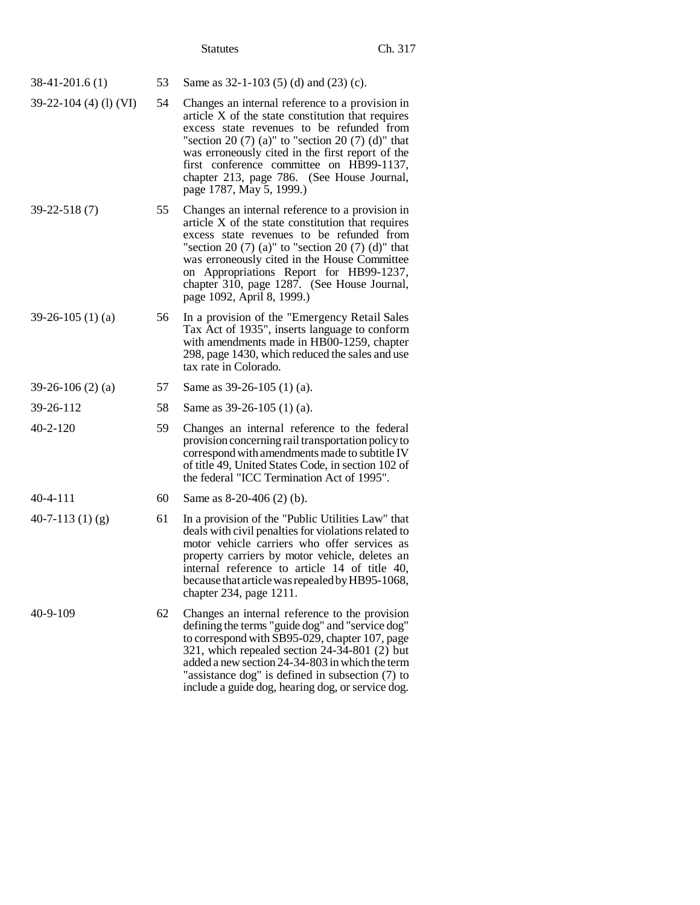| | | |
|---|---|---|
| 38-41-201.6 (1) | 53 | Same as 32-1-103 (5) (d) and (23) (c). |
| 39-22-104 (4) (l) (VI) | 54 | Changes an internal reference to a provision in article X of the state constitution that requires excess state revenues to be refunded from "section 20 (7) (a)" to "section 20 (7) (d)" that was erroneously cited in the first report of the first conference committee on HB99-1137, chapter 213, page 786. (See House Journal, page 1787, May 5, 1999.) |
| 39-22-518 (7) | 55 | Changes an internal reference to a provision in article X of the state constitution that requires excess state revenues to be refunded from "section 20 (7) (a)" to "section 20 (7) (d)" that was erroneously cited in the House Committee on Appropriations Report for HB99-1237, chapter 310, page 1287. (See House Journal, page 1092, April 8, 1999.) |
| 39-26-105 (1) (a) | 56 | In a provision of the "Emergency Retail Sales Tax Act of 1935", inserts language to conform with amendments made in HB00-1259, chapter 298, page 1430, which reduced the sales and use tax rate in Colorado. |
| 39-26-106 (2) (a) | 57 | Same as 39-26-105 (1) (a). |
| 39-26-112 | 58 | Same as 39-26-105 (1) (a). |
| 40-2-120 | 59 | Changes an internal reference to the federal provision concerning rail transportation policy to correspond with amendments made to subtitle IV of title 49, United States Code, in section 102 of the federal "ICC Termination Act of 1995". |
| 40-4-111 | 60 | Same as 8-20-406 (2) (b). |
| 40-7-113 (1) (g) | 61 | In a provision of the "Public Utilities Law" that deals with civil penalties for violations related to motor vehicle carriers who offer services as property carriers by motor vehicle, deletes an internal reference to article 14 of title 40, because that article was repealed by HB95-1068, chapter 234, page 1211. |
| 40-9-109 | 62 | Changes an internal reference to the provision defining the terms "guide dog" and "service dog" to correspond with SB95-029, chapter 107, page 321, which repealed section 24-34-801 (2) but added a new section 24-34-803 in which the term "assistance dog" is defined in subsection (7) to include a guide dog, hearing dog, or service dog. |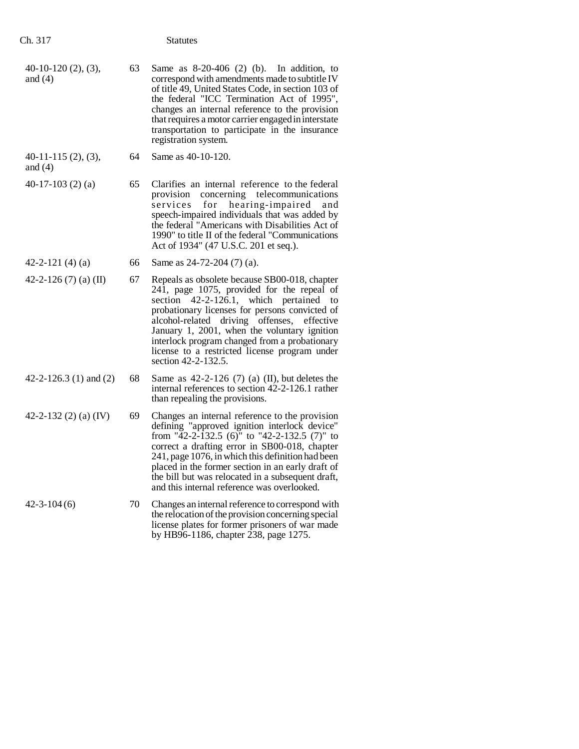| | | |
|---|---|---|
| 40-10-120 (2), (3), and (4) | 63 | Same as 8-20-406 (2) (b). In addition, to correspond with amendments made to subtitle IV of title 49, United States Code, in section 103 of the federal "ICC Termination Act of 1995", changes an internal reference to the provision that requires a motor carrier engaged in interstate transportation to participate in the insurance registration system. |
| 40-11-115 (2), (3), and (4) | 64 | Same as 40-10-120. |
| 40-17-103 (2) (a) | 65 | Clarifies an internal reference to the federal provision concerning telecommunications services for hearing-impaired and speech-impaired individuals that was added by the federal "Americans with Disabilities Act of 1990" to title II of the federal "Communications Act of 1934" (47 U.S.C. 201 et seq.). |
| 42-2-121 (4) (a) | 66 | Same as 24-72-204 (7) (a). |
| 42-2-126 (7) (a) (II) | 67 | Repeals as obsolete because SB00-018, chapter 241, page 1075, provided for the repeal of section 42-2-126.1, which pertained to probationary licenses for persons convicted of alcohol-related driving offenses, effective January 1, 2001, when the voluntary ignition interlock program changed from a probationary license to a restricted license program under section 42-2-132.5. |
| 42-2-126.3 (1) and (2) | 68 | Same as 42-2-126 (7) (a) (II), but deletes the internal references to section 42-2-126.1 rather than repealing the provisions. |
| 42-2-132 (2) (a) (IV) | 69 | Changes an internal reference to the provision defining "approved ignition interlock device" from "42-2-132.5 (6)" to "42-2-132.5 (7)" to correct a drafting error in SB00-018, chapter 241, page 1076, in which this definition had been placed in the former section in an early draft of the bill but was relocated in a subsequent draft, and this internal reference was overlooked. |
| 42-3-104 (6) | 70 | Changes an internal reference to correspond with the relocation of the provision concerning special license plates for former prisoners of war made by HB96-1186, chapter 238, page 1275. |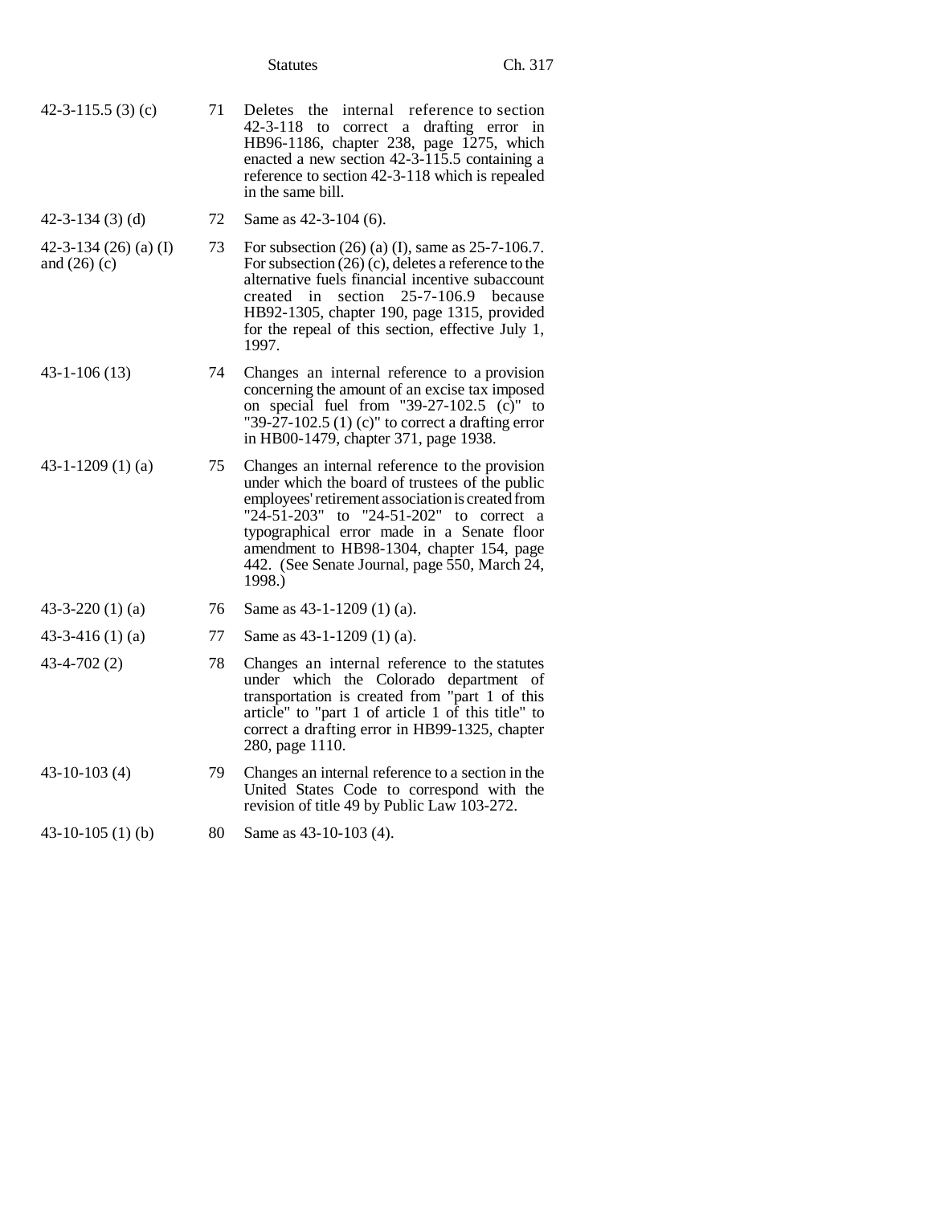| | | |
|---|---|---|
| 42-3-115.5 (3) (c) | 71 | Deletes the internal reference to section 42-3-118 to correct a drafting error in HB96-1186, chapter 238, page 1275, which enacted a new section 42-3-115.5 containing a reference to section 42-3-118 which is repealed in the same bill. |
| 42-3-134 (3) (d) | 72 | Same as 42-3-104 (6). |
| 42-3-134 (26) (a) (I) and (26) (c) | 73 | For subsection (26) (a) (I), same as 25-7-106.7. For subsection (26) (c), deletes a reference to the alternative fuels financial incentive subaccount created in section 25-7-106.9 because HB92-1305, chapter 190, page 1315, provided for the repeal of this section, effective July 1, 1997. |
| 43-1-106 (13) | 74 | Changes an internal reference to a provision concerning the amount of an excise tax imposed on special fuel from "39-27-102.5 (c)" to "39-27-102.5 (1) (c)" to correct a drafting error in HB00-1479, chapter 371, page 1938. |
| 43-1-1209 (1) (a) | 75 | Changes an internal reference to the provision under which the board of trustees of the public employees' retirement association is created from "24-51-203" to "24-51-202" to correct a typographical error made in a Senate floor amendment to HB98-1304, chapter 154, page 442. (See Senate Journal, page 550, March 24, 1998.) |
| 43-3-220 (1) (a) | 76 | Same as 43-1-1209 (1) (a). |
| 43-3-416 (1) (a) | 77 | Same as 43-1-1209 (1) (a). |
| 43-4-702 (2) | 78 | Changes an internal reference to the statutes under which the Colorado department of transportation is created from "part 1 of this article" to "part 1 of article 1 of this title" to correct a drafting error in HB99-1325, chapter 280, page 1110. |
| 43-10-103 (4) | 79 | Changes an internal reference to a section in the United States Code to correspond with the revision of title 49 by Public Law 103-272. |
| 43-10-105 (1) (b) | 80 | Same as 43-10-103 (4). |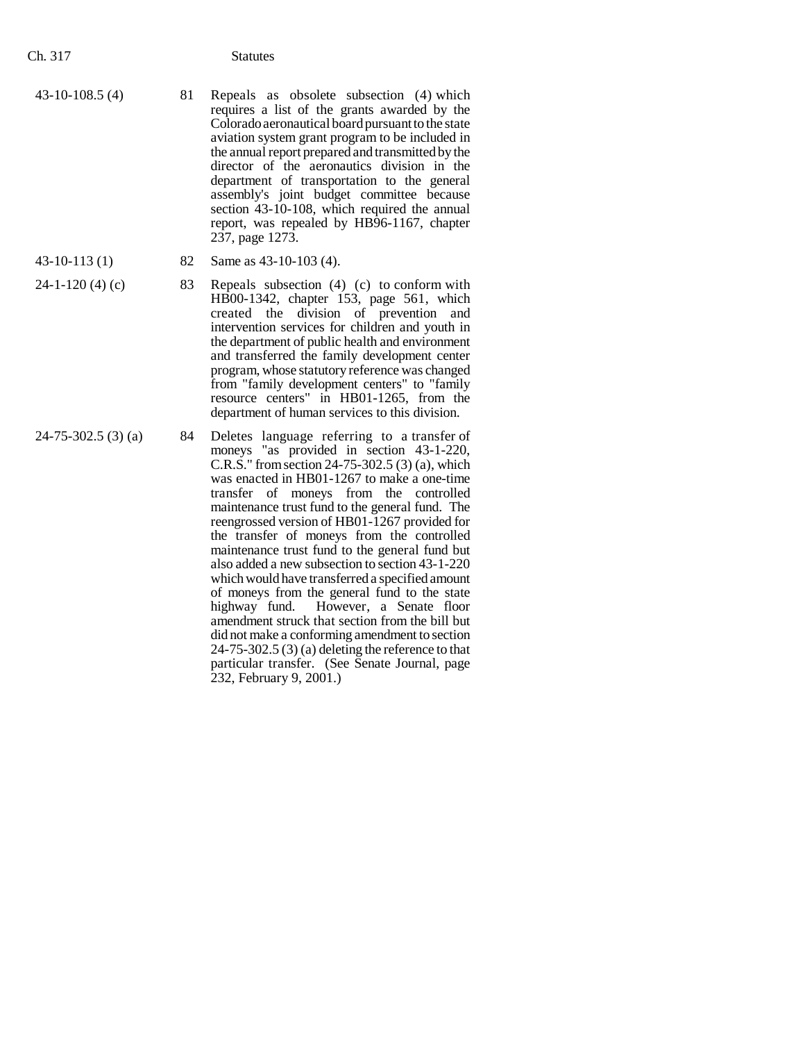| | | |
|---|---|---|
| 43-10-108.5 (4) | 81 | Repeals as obsolete subsection (4) which requires a list of the grants awarded by the Colorado aeronautical board pursuant to the state aviation system grant program to be included in the annual report prepared and transmitted by the director of the aeronautics division in the department of transportation to the general assembly's joint budget committee because section 43-10-108, which required the annual report, was repealed by HB96-1167, chapter 237, page 1273. |
| 43-10-113 (1) | 82 | Same as 43-10-103 (4). |
| 24-1-120 (4) (c) | 83 | Repeals subsection (4) (c) to conform with HB00-1342, chapter 153, page 561, which created the division of prevention and intervention services for children and youth in the department of public health and environment and transferred the family development center program, whose statutory reference was changed from "family development centers" to "family resource centers" in HB01-1265, from the department of human services to this division. |
| 24-75-302.5 (3) (a) | 84 | Deletes language referring to a transfer of moneys "as provided in section 43-1-220, C.R.S." from section 24-75-302.5 (3) (a), which was enacted in HB01-1267 to make a one-time transfer of moneys from the controlled maintenance trust fund to the general fund. The reengrossed version of HB01-1267 provided for the transfer of moneys from the controlled maintenance trust fund to the general fund but also added a new subsection to section 43-1-220 which would have transferred a specified amount of moneys from the general fund to the state highway fund. However, a Senate floor amendment struck that section from the bill but did not make a conforming amendment to section 24-75-302.5 (3) (a) deleting the reference to that particular transfer. (See Senate Journal, page 232, February 9, 2001.) |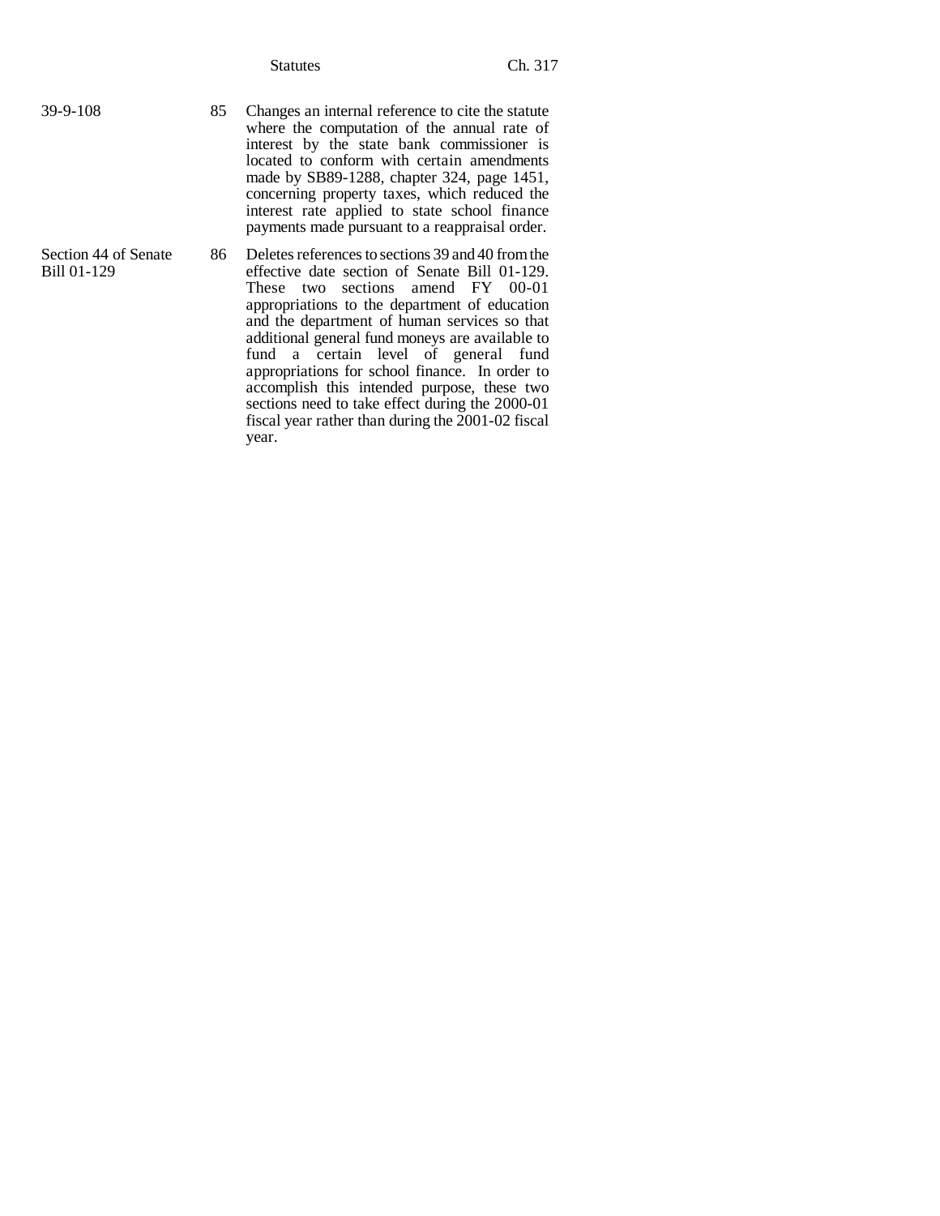| | | |
|---|---|---|
| 39-9-108 | 85 | Changes an internal reference to cite the statute where the computation of the annual rate of interest by the state bank commissioner is located to conform with certain amendments made by SB89-1288, chapter 324, page 1451, concerning property taxes, which reduced the interest rate applied to state school finance payments made pursuant to a reappraisal order. |
| Section 44 of Senate Bill 01-129 | 86 | Deletes references to sections 39 and 40 from the effective date section of Senate Bill 01-129. These two sections amend FY 00-01 appropriations to the department of education and the department of human services so that additional general fund moneys are available to fund a certain level of general fund appropriations for school finance. In order to accomplish this intended purpose, these two sections need to take effect during the 2000-01 fiscal year rather than during the 2001-02 fiscal year. |